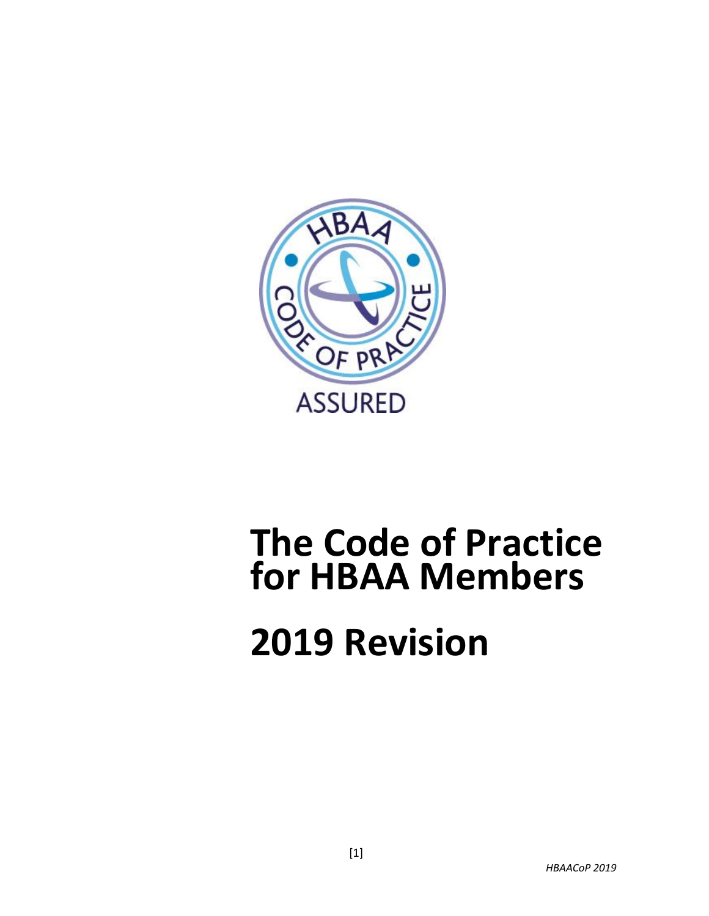# The Code of Practice for HBAA Members

# 2019 Revision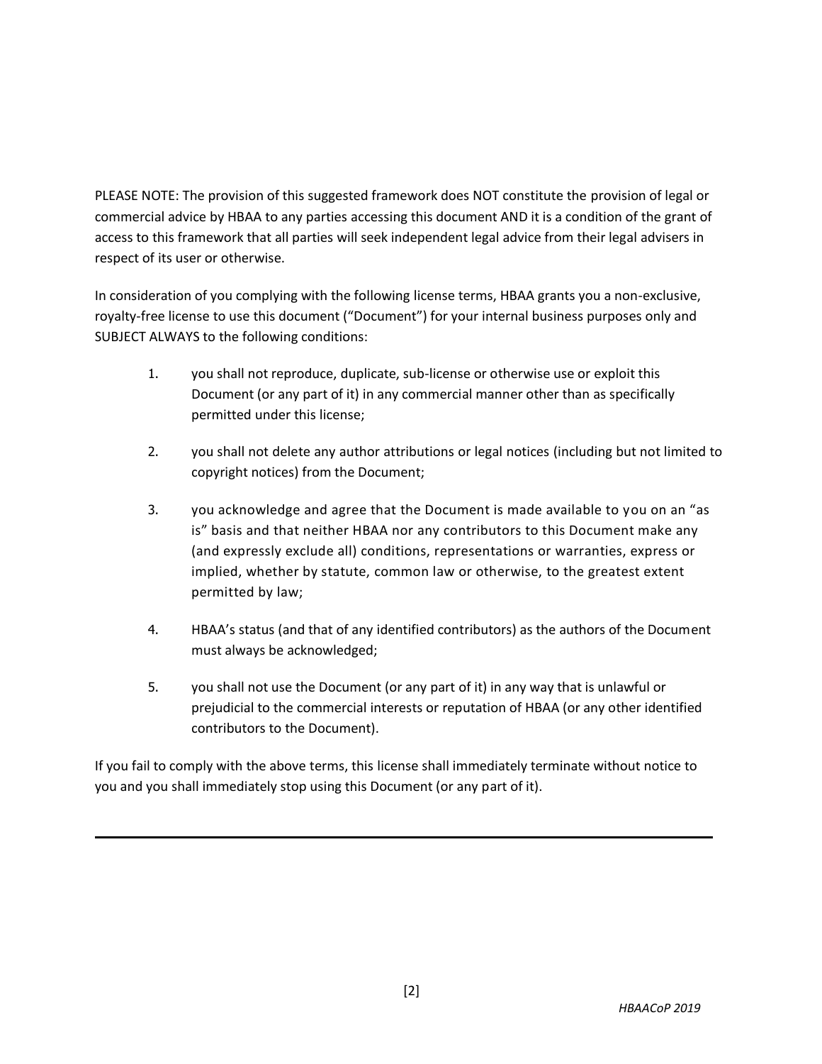PLEASE NOTE: The provision of this suggested framework does NOT constitute the provision of legal or commercial advice by HBAA to any parties accessing this document AND it is a condition of the grant of access to this framework that all parties will seek independent legal advice from their legal advisers in respect of its user or otherwise.

In consideration of you complying with the following license terms, HBAA grants you a non-exclusive, royalty-free license to use this document ("Document") for your internal business purposes only and SUBJECT ALWAYS to the following conditions:

1. you shall not reproduce, duplicate, sub-license or otherwise use or exploit this Document (or any part of it) in any commercial manner other than as specifically permitted under this license;

2. you shall not delete any author attributions or legal notices (including but not limited to copyright notices) from the Document;

3. you acknowledge and agree that the Document is made available to you on an "as is" basis and that neither HBAA nor any contributors to this Document make any (and expressly exclude all) conditions, representations or warranties, express or implied, whether by statute, common law or otherwise, to the greatest extent permitted by law;

4. HBAA's status (and that of any identified contributors) as the authors of the Document must always be acknowledged;

5. you shall not use the Document (or any part of it) in any way that is unlawful or prejudicial to the commercial interests or reputation of HBAA (or any other identified contributors to the Document).

If you fail to comply with the above terms, this license shall immediately terminate without notice to you and you shall immediately stop using this Document (or any part of it).

---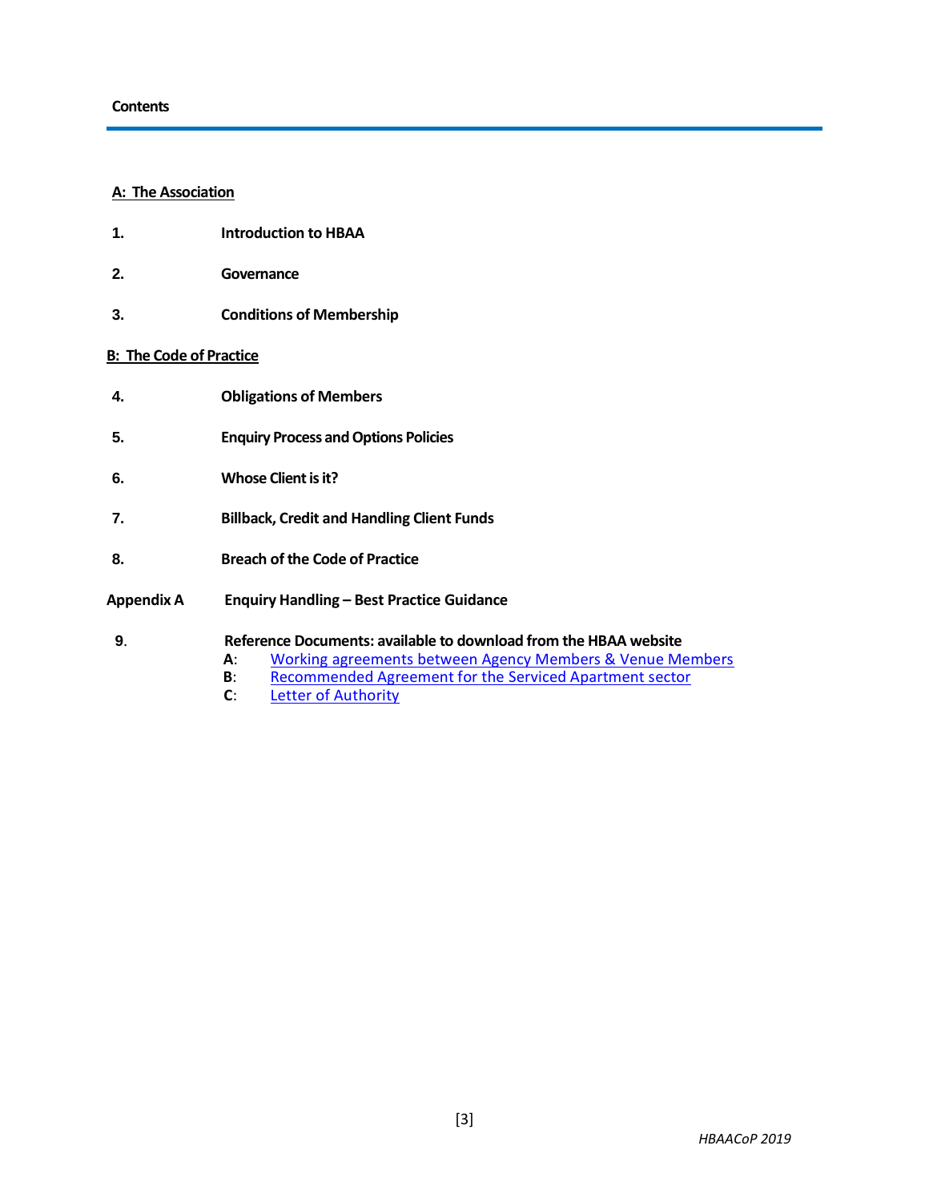## Contents

**A: The Association**

**1.** **Introduction to HBAA**

**2.** **Governance**

**3.** **Conditions of Membership**

**B: The Code of Practice**

**4.** **Obligations of Members**

**5.** **Enquiry Process and Options Policies**

**6.** **Whose Client is it?**

**7.** **Billback, Credit and Handling Client Funds**

**8.** **Breach of the Code of Practice**

**Appendix A** **Enquiry Handling – Best Practice Guidance**

**9.** **Reference Documents: available to download from the HBAA website**

- **A**: Working agreements between Agency Members & Venue Members
- **B**: Recommended Agreement for the Serviced Apartment sector
- **C**: Letter of Authority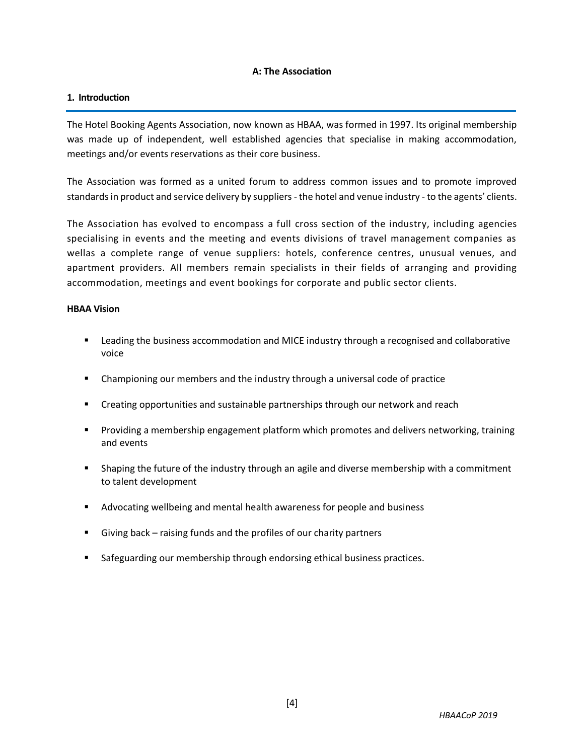# A: The Association

## 1. Introduction

The Hotel Booking Agents Association, now known as HBAA, was formed in 1997. Its original membership was made up of independent, well established agencies that specialise in making accommodation, meetings and/or events reservations as their core business.

The Association was formed as a united forum to address common issues and to promote improved standards in product and service delivery by suppliers - the hotel and venue industry - to the agents' clients.

The Association has evolved to encompass a full cross section of the industry, including agencies specialising in events and the meeting and events divisions of travel management companies as wellas a complete range of venue suppliers: hotels, conference centres, unusual venues, and apartment providers. All members remain specialists in their fields of arranging and providing accommodation, meetings and event bookings for corporate and public sector clients.

### HBAA Vision

- Leading the business accommodation and MICE industry through a recognised and collaborative voice
- Championing our members and the industry through a universal code of practice
- Creating opportunities and sustainable partnerships through our network and reach
- Providing a membership engagement platform which promotes and delivers networking, training and events
- Shaping the future of the industry through an agile and diverse membership with a commitment to talent development
- Advocating wellbeing and mental health awareness for people and business
- Giving back – raising funds and the profiles of our charity partners
- Safeguarding our membership through endorsing ethical business practices.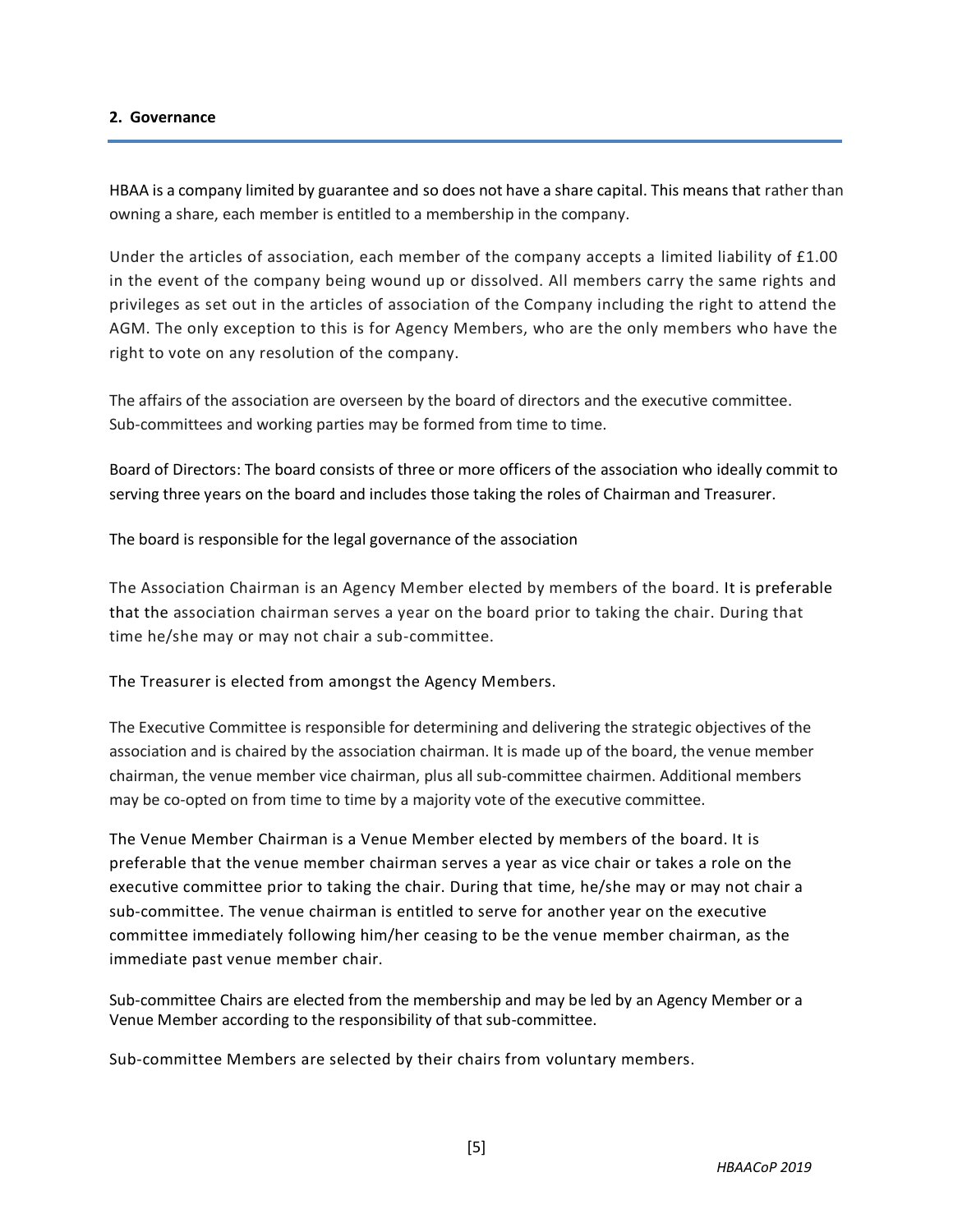## 2. Governance

HBAA is a company limited by guarantee and so does not have a share capital. This means that rather than owning a share, each member is entitled to a membership in the company.

Under the articles of association, each member of the company accepts a limited liability of £1.00 in the event of the company being wound up or dissolved. All members carry the same rights and privileges as set out in the articles of association of the Company including the right to attend the AGM. The only exception to this is for Agency Members, who are the only members who have the right to vote on any resolution of the company.

The affairs of the association are overseen by the board of directors and the executive committee. Sub-committees and working parties may be formed from time to time.

Board of Directors: The board consists of three or more officers of the association who ideally commit to serving three years on the board and includes those taking the roles of Chairman and Treasurer.

The board is responsible for the legal governance of the association

The Association Chairman is an Agency Member elected by members of the board. It is preferable that the association chairman serves a year on the board prior to taking the chair. During that time he/she may or may not chair a sub-committee.

The Treasurer is elected from amongst the Agency Members.

The Executive Committee is responsible for determining and delivering the strategic objectives of the association and is chaired by the association chairman. It is made up of the board, the venue member chairman, the venue member vice chairman, plus all sub-committee chairmen. Additional members may be co-opted on from time to time by a majority vote of the executive committee.

The Venue Member Chairman is a Venue Member elected by members of the board. It is preferable that the venue member chairman serves a year as vice chair or takes a role on the executive committee prior to taking the chair. During that time, he/she may or may not chair a sub-committee. The venue chairman is entitled to serve for another year on the executive committee immediately following him/her ceasing to be the venue member chairman, as the immediate past venue member chair.

Sub-committee Chairs are elected from the membership and may be led by an Agency Member or a Venue Member according to the responsibility of that sub-committee.

Sub-committee Members are selected by their chairs from voluntary members.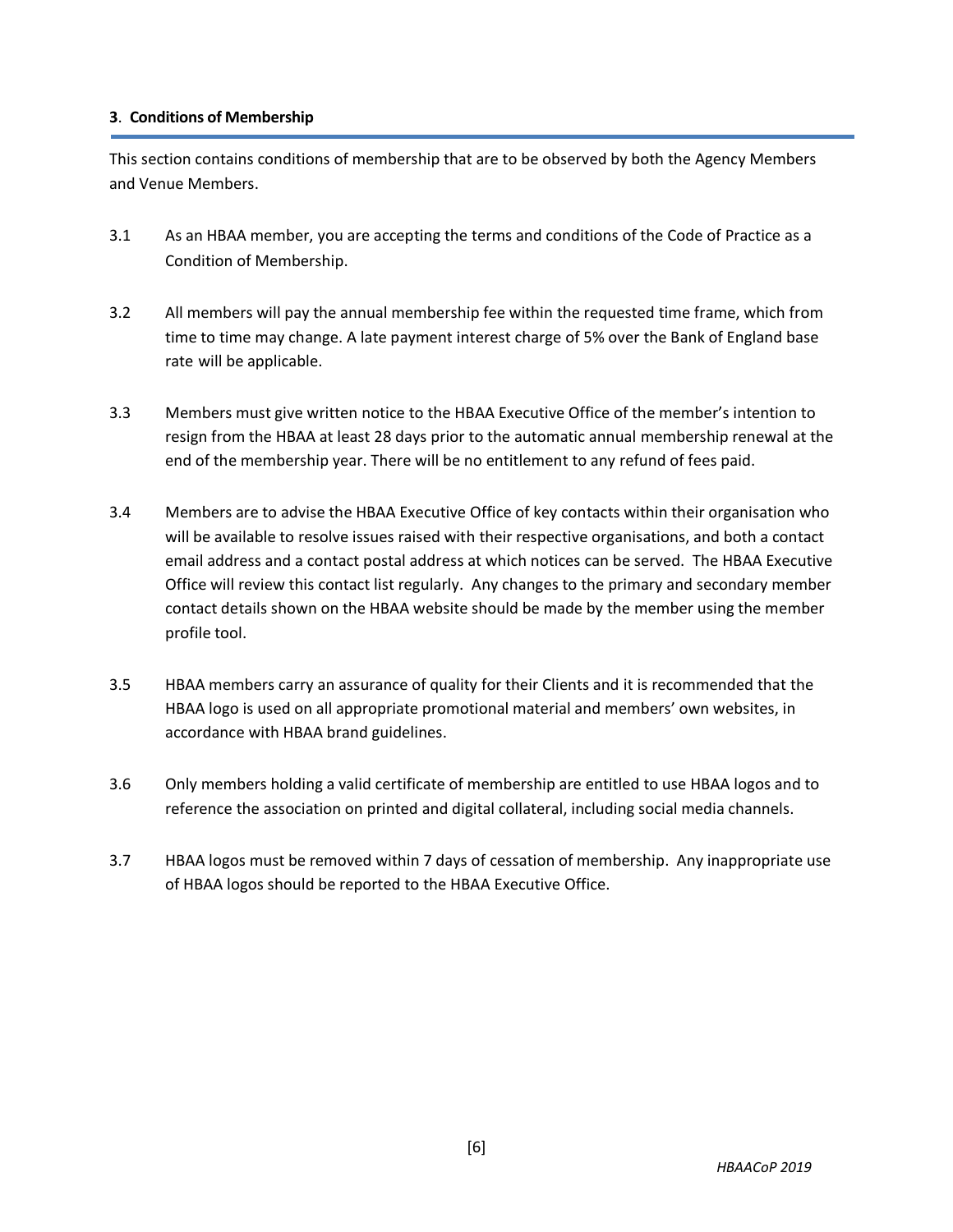## **3**. **Conditions of Membership**

This section contains conditions of membership that are to be observed by both the Agency Members and Venue Members.

3.1 As an HBAA member, you are accepting the terms and conditions of the Code of Practice as a Condition of Membership.

3.2 All members will pay the annual membership fee within the requested time frame, which from time to time may change. A late payment interest charge of 5% over the Bank of England base rate will be applicable.

3.3 Members must give written notice to the HBAA Executive Office of the member's intention to resign from the HBAA at least 28 days prior to the automatic annual membership renewal at the end of the membership year. There will be no entitlement to any refund of fees paid.

3.4 Members are to advise the HBAA Executive Office of key contacts within their organisation who will be available to resolve issues raised with their respective organisations, and both a contact email address and a contact postal address at which notices can be served. The HBAA Executive Office will review this contact list regularly. Any changes to the primary and secondary member contact details shown on the HBAA website should be made by the member using the member profile tool.

3.5 HBAA members carry an assurance of quality for their Clients and it is recommended that the HBAA logo is used on all appropriate promotional material and members' own websites, in accordance with HBAA brand guidelines.

3.6 Only members holding a valid certificate of membership are entitled to use HBAA logos and to reference the association on printed and digital collateral, including social media channels.

3.7 HBAA logos must be removed within 7 days of cessation of membership. Any inappropriate use of HBAA logos should be reported to the HBAA Executive Office.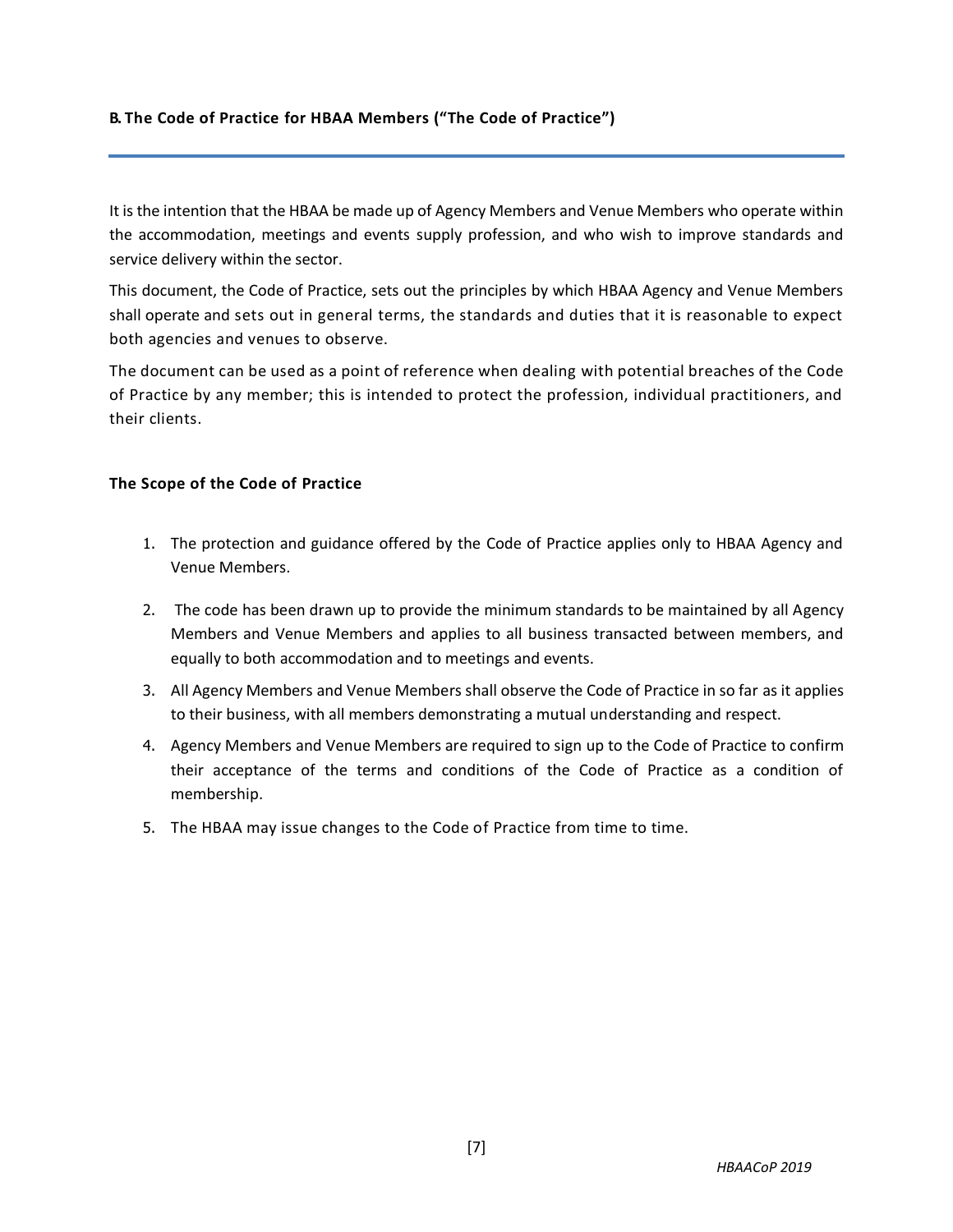## B. The Code of Practice for HBAA Members ("The Code of Practice")

It is the intention that the HBAA be made up of Agency Members and Venue Members who operate within the accommodation, meetings and events supply profession, and who wish to improve standards and service delivery within the sector.

This document, the Code of Practice, sets out the principles by which HBAA Agency and Venue Members shall operate and sets out in general terms, the standards and duties that it is reasonable to expect both agencies and venues to observe.

The document can be used as a point of reference when dealing with potential breaches of the Code of Practice by any member; this is intended to protect the profession, individual practitioners, and their clients.

### The Scope of the Code of Practice

1. The protection and guidance offered by the Code of Practice applies only to HBAA Agency and Venue Members.
2. The code has been drawn up to provide the minimum standards to be maintained by all Agency Members and Venue Members and applies to all business transacted between members, and equally to both accommodation and to meetings and events.
3. All Agency Members and Venue Members shall observe the Code of Practice in so far as it applies to their business, with all members demonstrating a mutual understanding and respect.
4. Agency Members and Venue Members are required to sign up to the Code of Practice to confirm their acceptance of the terms and conditions of the Code of Practice as a condition of membership.
5. The HBAA may issue changes to the Code of Practice from time to time.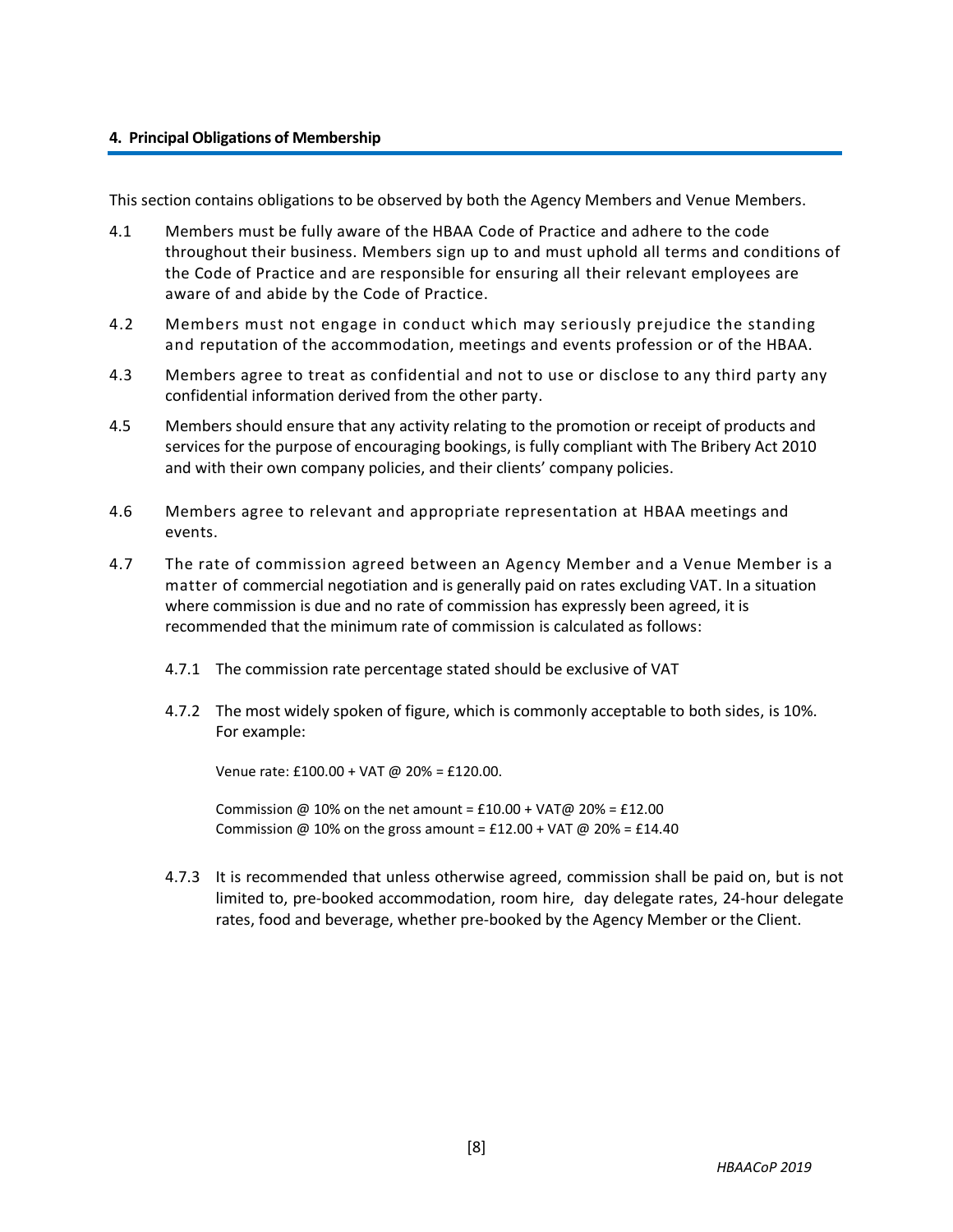## 4. Principal Obligations of Membership

This section contains obligations to be observed by both the Agency Members and Venue Members.

4.1 Members must be fully aware of the HBAA Code of Practice and adhere to the code throughout their business. Members sign up to and must uphold all terms and conditions of the Code of Practice and are responsible for ensuring all their relevant employees are aware of and abide by the Code of Practice.

4.2 Members must not engage in conduct which may seriously prejudice the standing and reputation of the accommodation, meetings and events profession or of the HBAA.

4.3 Members agree to treat as confidential and not to use or disclose to any third party any confidential information derived from the other party.

4.5 Members should ensure that any activity relating to the promotion or receipt of products and services for the purpose of encouraging bookings, is fully compliant with The Bribery Act 2010 and with their own company policies, and their clients' company policies.

4.6 Members agree to relevant and appropriate representation at HBAA meetings and events.

4.7 The rate of commission agreed between an Agency Member and a Venue Member is a matter of commercial negotiation and is generally paid on rates excluding VAT. In a situation where commission is due and no rate of commission has expressly been agreed, it is recommended that the minimum rate of commission is calculated as follows:

4.7.1 The commission rate percentage stated should be exclusive of VAT

4.7.2 The most widely spoken of figure, which is commonly acceptable to both sides, is 10%. For example:

Venue rate: £100.00 + VAT @ 20% = £120.00.

Commission @ 10% on the net amount = £10.00 + VAT@ 20% = £12.00
Commission @ 10% on the gross amount = £12.00 + VAT @ 20% = £14.40

4.7.3 It is recommended that unless otherwise agreed, commission shall be paid on, but is not limited to, pre-booked accommodation, room hire, day delegate rates, 24-hour delegate rates, food and beverage, whether pre-booked by the Agency Member or the Client.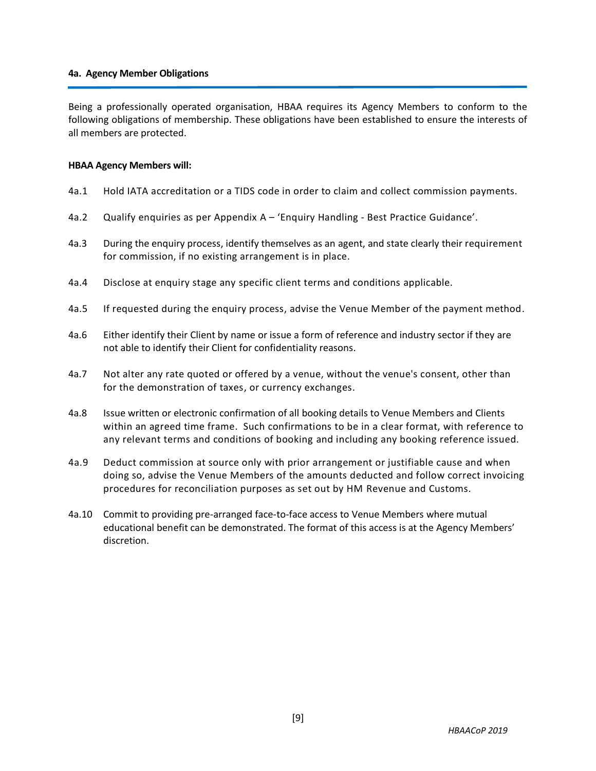## 4a. Agency Member Obligations

Being a professionally operated organisation, HBAA requires its Agency Members to conform to the following obligations of membership. These obligations have been established to ensure the interests of all members are protected.

**HBAA Agency Members will:**

4a.1 Hold IATA accreditation or a TIDS code in order to claim and collect commission payments.

4a.2 Qualify enquiries as per Appendix A – 'Enquiry Handling - Best Practice Guidance'.

4a.3 During the enquiry process, identify themselves as an agent, and state clearly their requirement for commission, if no existing arrangement is in place.

4a.4 Disclose at enquiry stage any specific client terms and conditions applicable.

4a.5 If requested during the enquiry process, advise the Venue Member of the payment method.

4a.6 Either identify their Client by name or issue a form of reference and industry sector if they are not able to identify their Client for confidentiality reasons.

4a.7 Not alter any rate quoted or offered by a venue, without the venue's consent, other than for the demonstration of taxes, or currency exchanges.

4a.8 Issue written or electronic confirmation of all booking details to Venue Members and Clients within an agreed time frame. Such confirmations to be in a clear format, with reference to any relevant terms and conditions of booking and including any booking reference issued.

4a.9 Deduct commission at source only with prior arrangement or justifiable cause and when doing so, advise the Venue Members of the amounts deducted and follow correct invoicing procedures for reconciliation purposes as set out by HM Revenue and Customs.

4a.10 Commit to providing pre-arranged face-to-face access to Venue Members where mutual educational benefit can be demonstrated. The format of this access is at the Agency Members' discretion.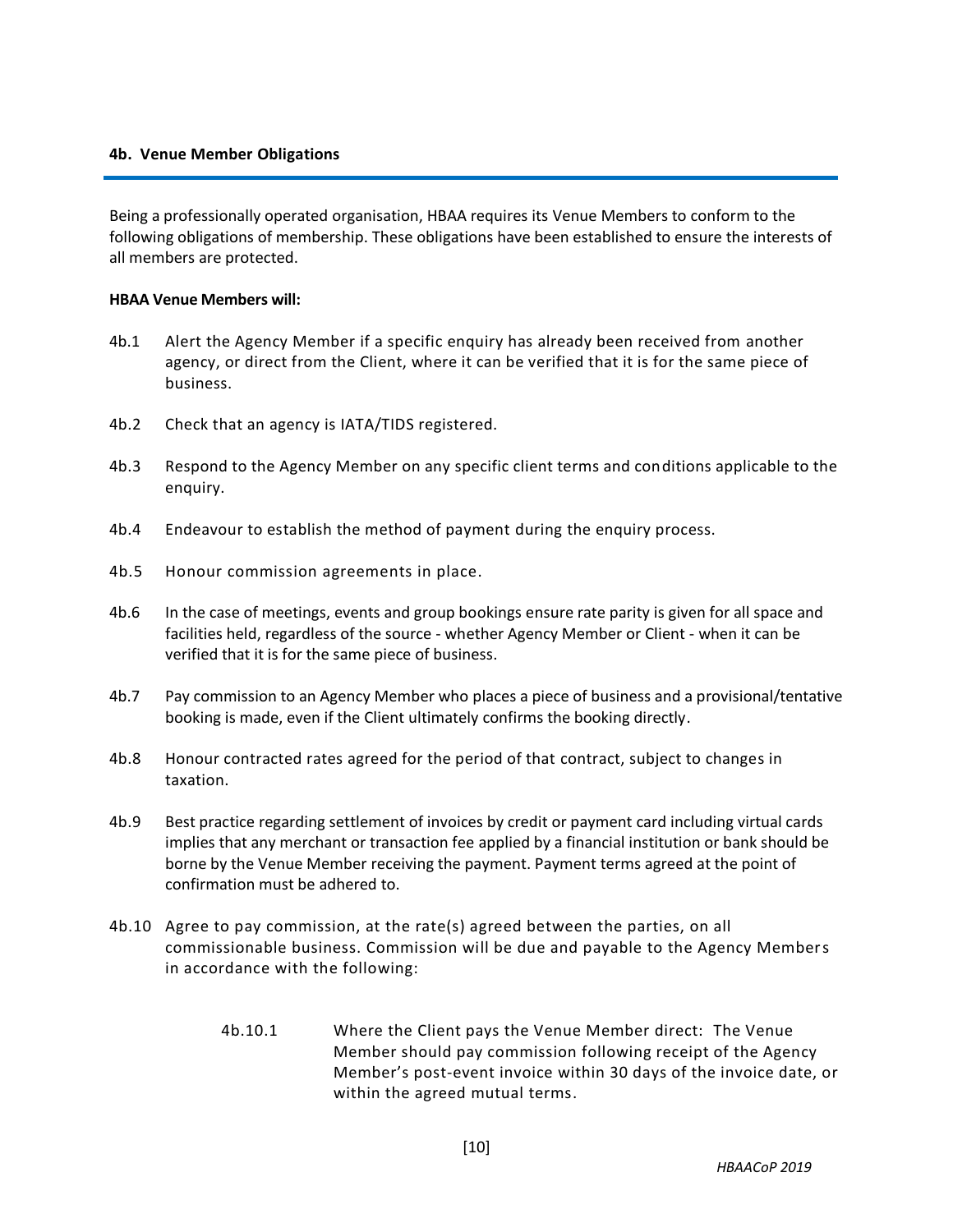## 4b. Venue Member Obligations

Being a professionally operated organisation, HBAA requires its Venue Members to conform to the following obligations of membership. These obligations have been established to ensure the interests of all members are protected.

**HBAA Venue Members will:**

4b.1 Alert the Agency Member if a specific enquiry has already been received from another agency, or direct from the Client, where it can be verified that it is for the same piece of business.

4b.2 Check that an agency is IATA/TIDS registered.

4b.3 Respond to the Agency Member on any specific client terms and conditions applicable to the enquiry.

4b.4 Endeavour to establish the method of payment during the enquiry process.

4b.5 Honour commission agreements in place.

4b.6 In the case of meetings, events and group bookings ensure rate parity is given for all space and facilities held, regardless of the source - whether Agency Member or Client - when it can be verified that it is for the same piece of business.

4b.7 Pay commission to an Agency Member who places a piece of business and a provisional/tentative booking is made, even if the Client ultimately confirms the booking directly.

4b.8 Honour contracted rates agreed for the period of that contract, subject to changes in taxation.

4b.9 Best practice regarding settlement of invoices by credit or payment card including virtual cards implies that any merchant or transaction fee applied by a financial institution or bank should be borne by the Venue Member receiving the payment. Payment terms agreed at the point of confirmation must be adhered to.

4b.10 Agree to pay commission, at the rate(s) agreed between the parties, on all commissionable business. Commission will be due and payable to the Agency Members in accordance with the following:

> 4b.10.1 Where the Client pays the Venue Member direct: The Venue Member should pay commission following receipt of the Agency Member's post-event invoice within 30 days of the invoice date, or within the agreed mutual terms.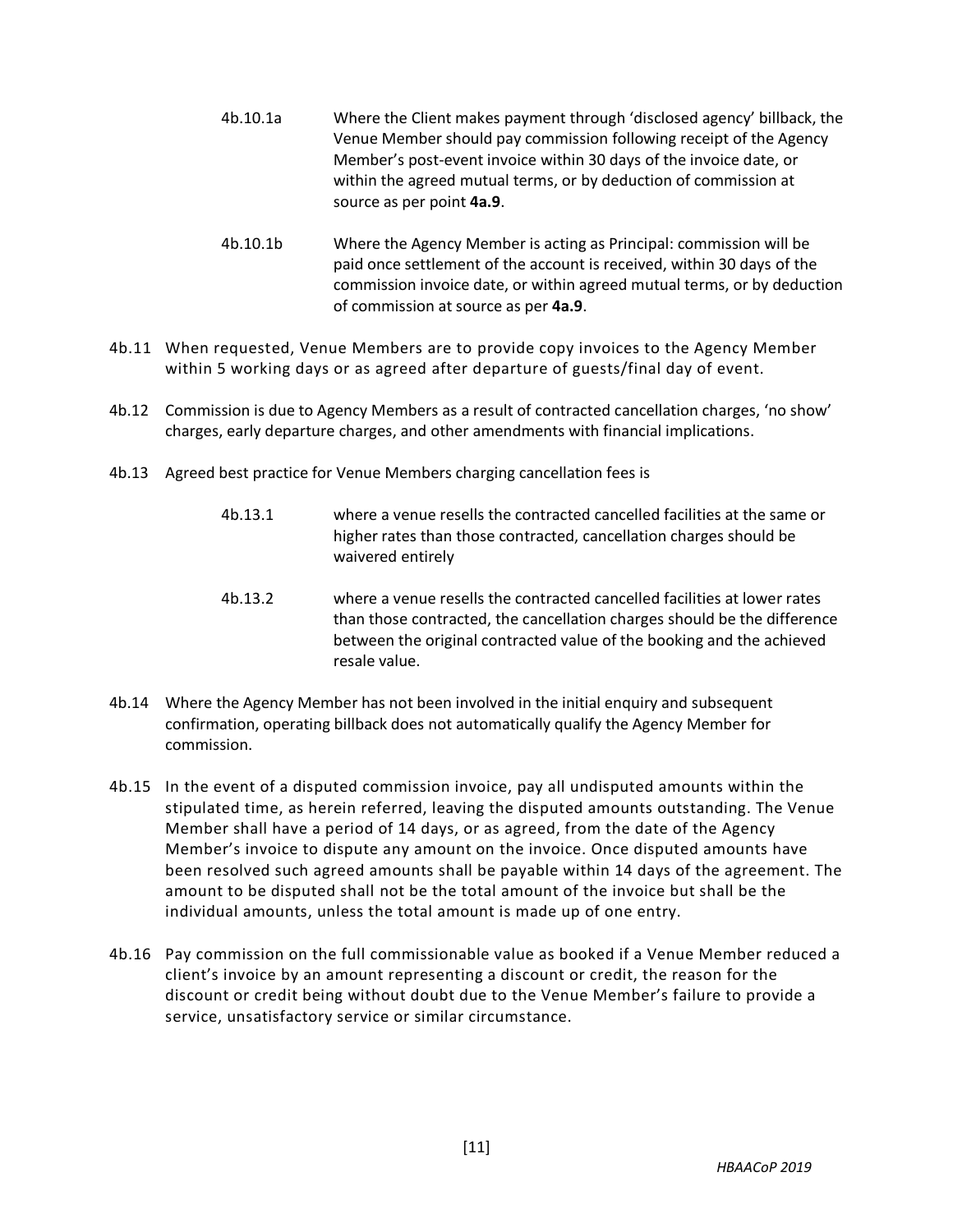4b.10.1a Where the Client makes payment through 'disclosed agency' billback, the Venue Member should pay commission following receipt of the Agency Member's post-event invoice within 30 days of the invoice date, or within the agreed mutual terms, or by deduction of commission at source as per point **4a.9**.

4b.10.1b Where the Agency Member is acting as Principal: commission will be paid once settlement of the account is received, within 30 days of the commission invoice date, or within agreed mutual terms, or by deduction of commission at source as per **4a.9**.

4b.11 When requested, Venue Members are to provide copy invoices to the Agency Member within 5 working days or as agreed after departure of guests/final day of event.

4b.12 Commission is due to Agency Members as a result of contracted cancellation charges, 'no show' charges, early departure charges, and other amendments with financial implications.

4b.13 Agreed best practice for Venue Members charging cancellation fees is

4b.13.1 where a venue resells the contracted cancelled facilities at the same or higher rates than those contracted, cancellation charges should be waivered entirely

4b.13.2 where a venue resells the contracted cancelled facilities at lower rates than those contracted, the cancellation charges should be the difference between the original contracted value of the booking and the achieved resale value.

4b.14 Where the Agency Member has not been involved in the initial enquiry and subsequent confirmation, operating billback does not automatically qualify the Agency Member for commission.

4b.15 In the event of a disputed commission invoice, pay all undisputed amounts within the stipulated time, as herein referred, leaving the disputed amounts outstanding. The Venue Member shall have a period of 14 days, or as agreed, from the date of the Agency Member's invoice to dispute any amount on the invoice. Once disputed amounts have been resolved such agreed amounts shall be payable within 14 days of the agreement. The amount to be disputed shall not be the total amount of the invoice but shall be the individual amounts, unless the total amount is made up of one entry.

4b.16 Pay commission on the full commissionable value as booked if a Venue Member reduced a client's invoice by an amount representing a discount or credit, the reason for the discount or credit being without doubt due to the Venue Member's failure to provide a service, unsatisfactory service or similar circumstance.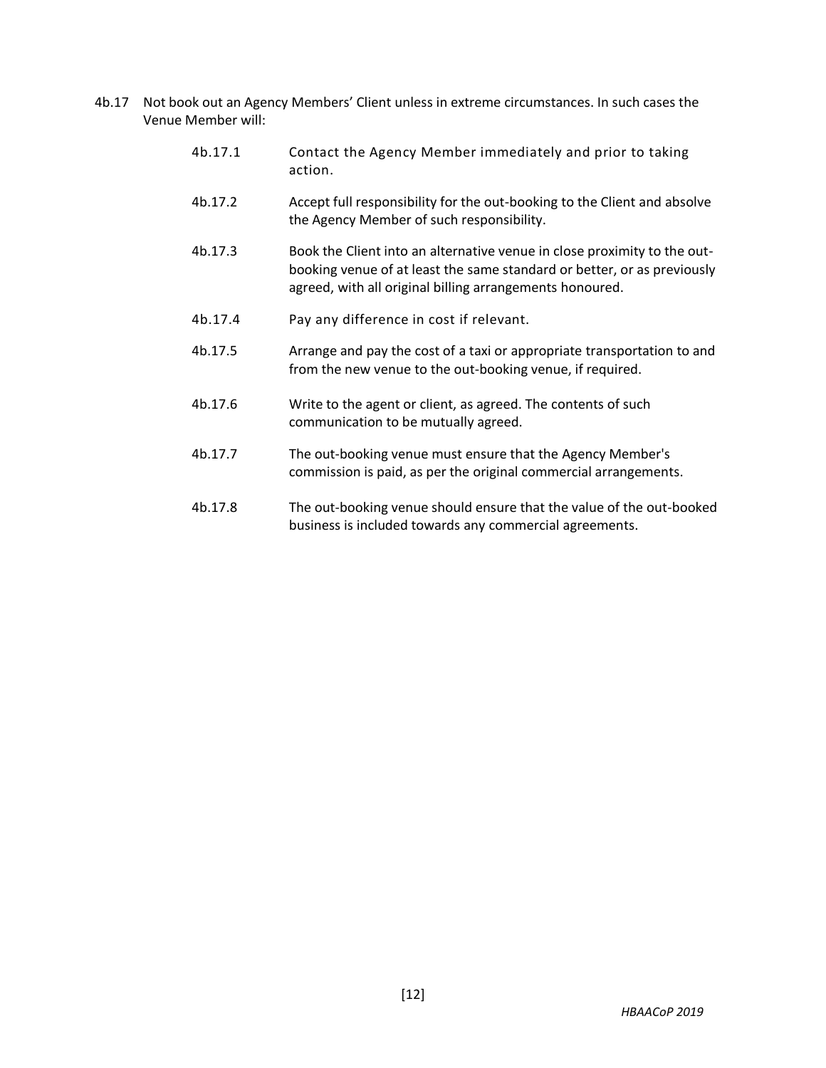4b.17 Not book out an Agency Members' Client unless in extreme circumstances. In such cases the Venue Member will:

4b.17.1 Contact the Agency Member immediately and prior to taking action.

4b.17.2 Accept full responsibility for the out-booking to the Client and absolve the Agency Member of such responsibility.

4b.17.3 Book the Client into an alternative venue in close proximity to the out-booking venue of at least the same standard or better, or as previously agreed, with all original billing arrangements honoured.

4b.17.4 Pay any difference in cost if relevant.

4b.17.5 Arrange and pay the cost of a taxi or appropriate transportation to and from the new venue to the out-booking venue, if required.

4b.17.6 Write to the agent or client, as agreed. The contents of such communication to be mutually agreed.

4b.17.7 The out-booking venue must ensure that the Agency Member's commission is paid, as per the original commercial arrangements.

4b.17.8 The out-booking venue should ensure that the value of the out-booked business is included towards any commercial agreements.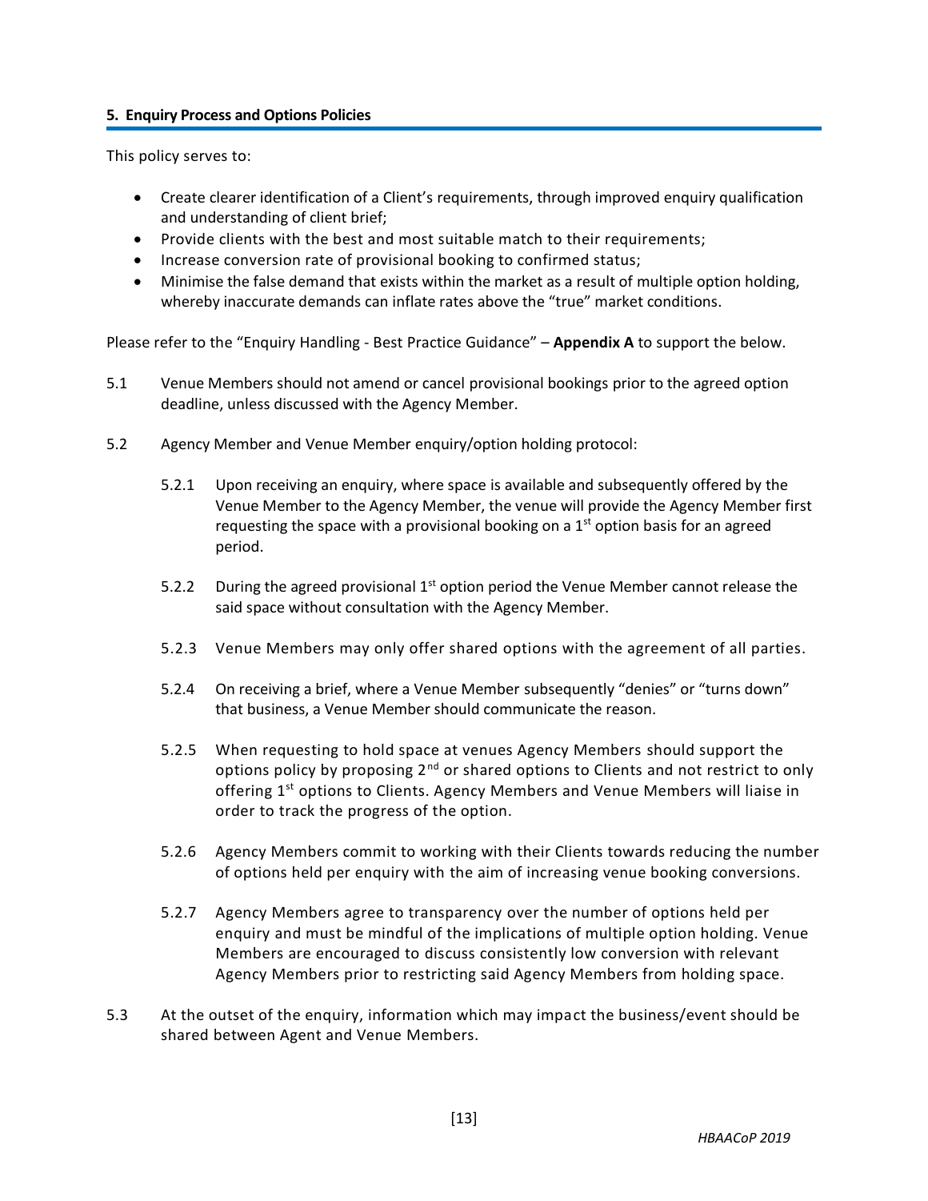## 5. Enquiry Process and Options Policies

This policy serves to:

- Create clearer identification of a Client's requirements, through improved enquiry qualification and understanding of client brief;
- Provide clients with the best and most suitable match to their requirements;
- Increase conversion rate of provisional booking to confirmed status;
- Minimise the false demand that exists within the market as a result of multiple option holding, whereby inaccurate demands can inflate rates above the "true" market conditions.

Please refer to the "Enquiry Handling - Best Practice Guidance" – **Appendix A** to support the below.

5.1 Venue Members should not amend or cancel provisional bookings prior to the agreed option deadline, unless discussed with the Agency Member.

5.2 Agency Member and Venue Member enquiry/option holding protocol:

5.2.1 Upon receiving an enquiry, where space is available and subsequently offered by the Venue Member to the Agency Member, the venue will provide the Agency Member first requesting the space with a provisional booking on a 1st option basis for an agreed period.

5.2.2 During the agreed provisional 1st option period the Venue Member cannot release the said space without consultation with the Agency Member.

5.2.3 Venue Members may only offer shared options with the agreement of all parties.

5.2.4 On receiving a brief, where a Venue Member subsequently "denies" or "turns down" that business, a Venue Member should communicate the reason.

5.2.5 When requesting to hold space at venues Agency Members should support the options policy by proposing 2nd or shared options to Clients and not restrict to only offering 1st options to Clients. Agency Members and Venue Members will liaise in order to track the progress of the option.

5.2.6 Agency Members commit to working with their Clients towards reducing the number of options held per enquiry with the aim of increasing venue booking conversions.

5.2.7 Agency Members agree to transparency over the number of options held per enquiry and must be mindful of the implications of multiple option holding. Venue Members are encouraged to discuss consistently low conversion with relevant Agency Members prior to restricting said Agency Members from holding space.

5.3 At the outset of the enquiry, information which may impact the business/event should be shared between Agent and Venue Members.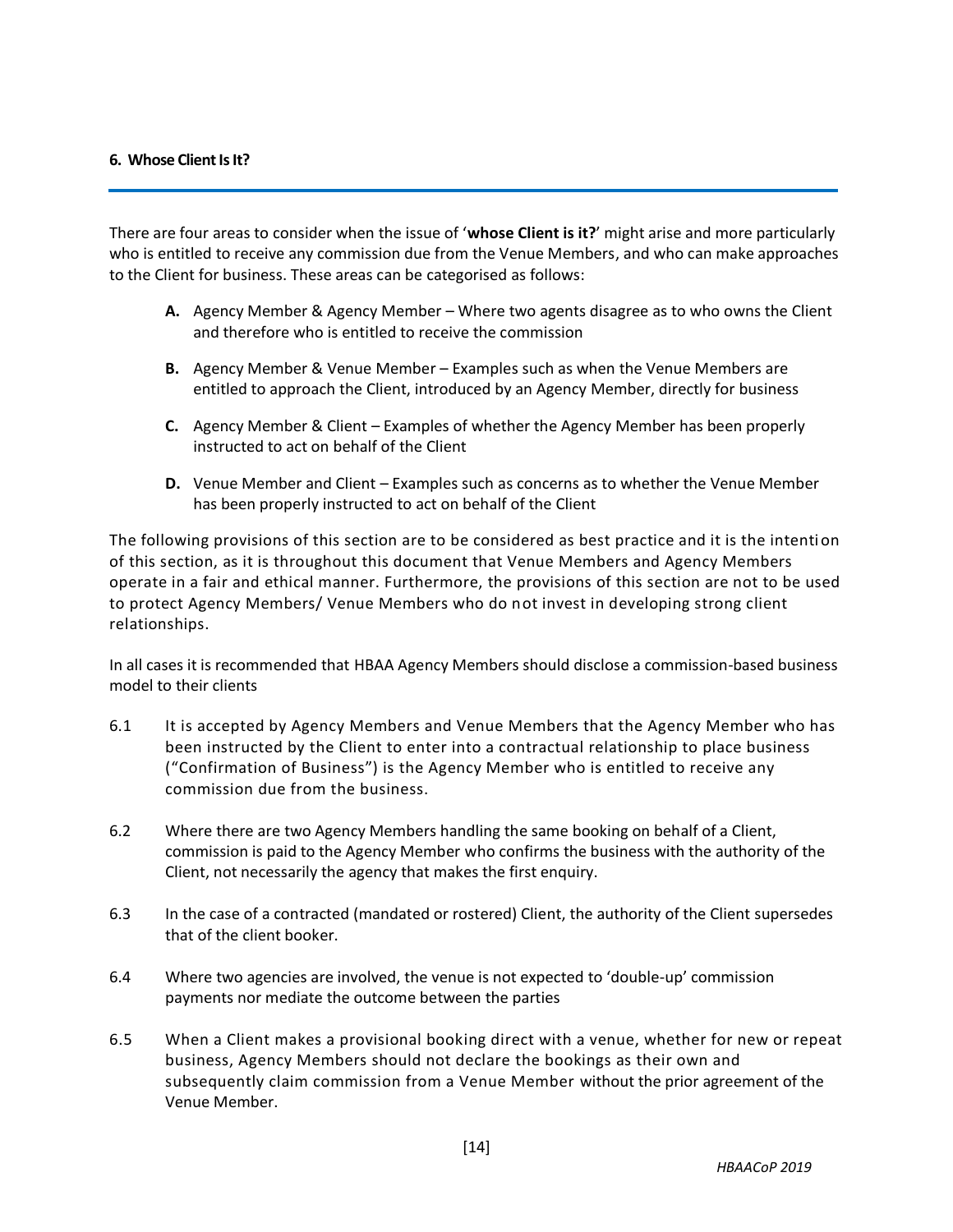## 6. Whose Client Is It?

There are four areas to consider when the issue of '**whose Client is it?**' might arise and more particularly who is entitled to receive any commission due from the Venue Members, and who can make approaches to the Client for business. These areas can be categorised as follows:

- **A.** Agency Member & Agency Member – Where two agents disagree as to who owns the Client and therefore who is entitled to receive the commission
- **B.** Agency Member & Venue Member – Examples such as when the Venue Members are entitled to approach the Client, introduced by an Agency Member, directly for business
- **C.** Agency Member & Client – Examples of whether the Agency Member has been properly instructed to act on behalf of the Client
- **D.** Venue Member and Client – Examples such as concerns as to whether the Venue Member has been properly instructed to act on behalf of the Client

The following provisions of this section are to be considered as best practice and it is the intention of this section, as it is throughout this document that Venue Members and Agency Members operate in a fair and ethical manner. Furthermore, the provisions of this section are not to be used to protect Agency Members/ Venue Members who do not invest in developing strong client relationships.

In all cases it is recommended that HBAA Agency Members should disclose a commission-based business model to their clients

6.1 It is accepted by Agency Members and Venue Members that the Agency Member who has been instructed by the Client to enter into a contractual relationship to place business ("Confirmation of Business") is the Agency Member who is entitled to receive any commission due from the business.

6.2 Where there are two Agency Members handling the same booking on behalf of a Client, commission is paid to the Agency Member who confirms the business with the authority of the Client, not necessarily the agency that makes the first enquiry.

6.3 In the case of a contracted (mandated or rostered) Client, the authority of the Client supersedes that of the client booker.

6.4 Where two agencies are involved, the venue is not expected to 'double-up' commission payments nor mediate the outcome between the parties

6.5 When a Client makes a provisional booking direct with a venue, whether for new or repeat business, Agency Members should not declare the bookings as their own and subsequently claim commission from a Venue Member without the prior agreement of the Venue Member.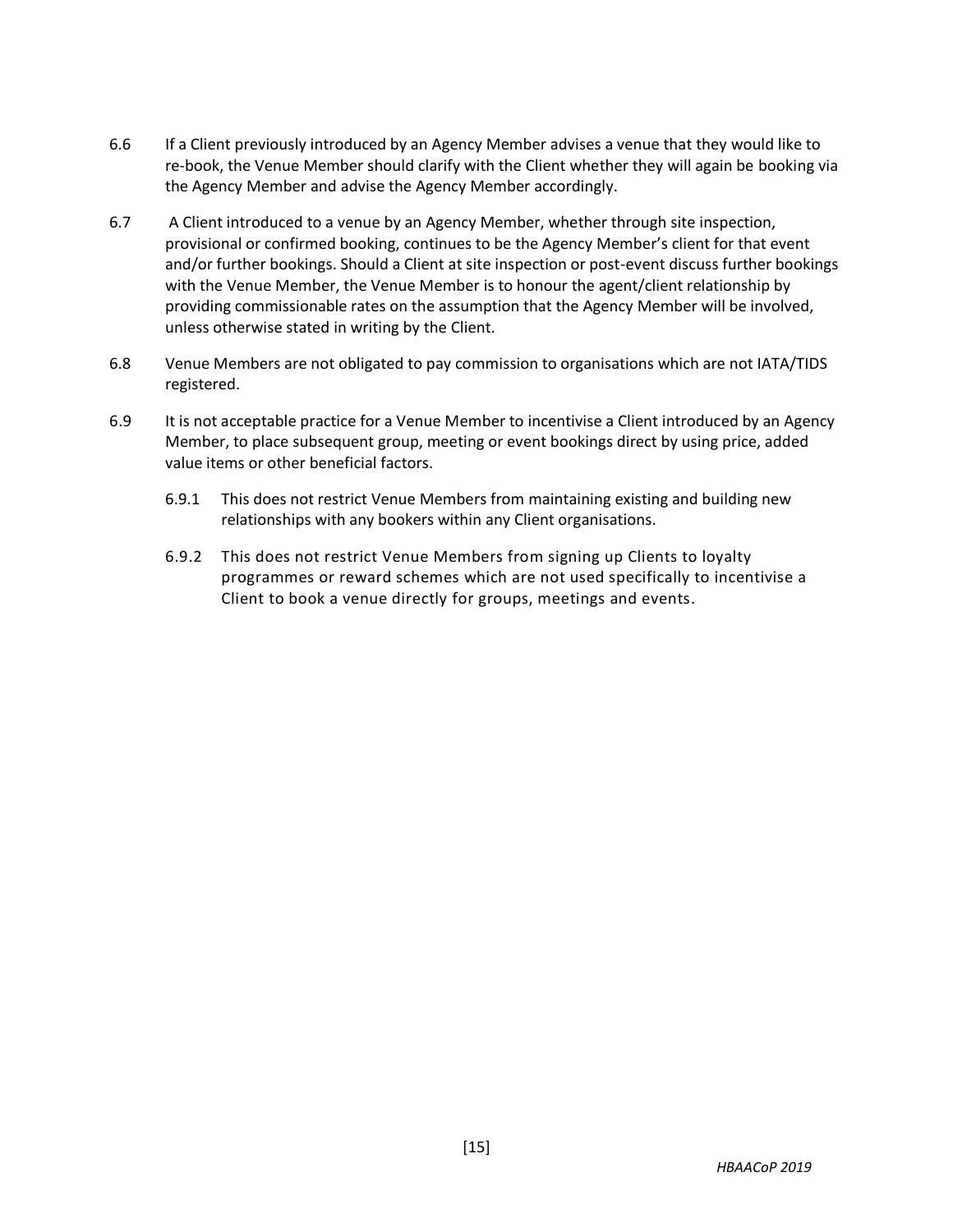6.6 If a Client previously introduced by an Agency Member advises a venue that they would like to re-book, the Venue Member should clarify with the Client whether they will again be booking via the Agency Member and advise the Agency Member accordingly.

6.7 A Client introduced to a venue by an Agency Member, whether through site inspection, provisional or confirmed booking, continues to be the Agency Member's client for that event and/or further bookings. Should a Client at site inspection or post-event discuss further bookings with the Venue Member, the Venue Member is to honour the agent/client relationship by providing commissionable rates on the assumption that the Agency Member will be involved, unless otherwise stated in writing by the Client.

6.8 Venue Members are not obligated to pay commission to organisations which are not IATA/TIDS registered.

6.9 It is not acceptable practice for a Venue Member to incentivise a Client introduced by an Agency Member, to place subsequent group, meeting or event bookings direct by using price, added value items or other beneficial factors.

- 6.9.1 This does not restrict Venue Members from maintaining existing and building new relationships with any bookers within any Client organisations.
- 6.9.2 This does not restrict Venue Members from signing up Clients to loyalty programmes or reward schemes which are not used specifically to incentivise a Client to book a venue directly for groups, meetings and events.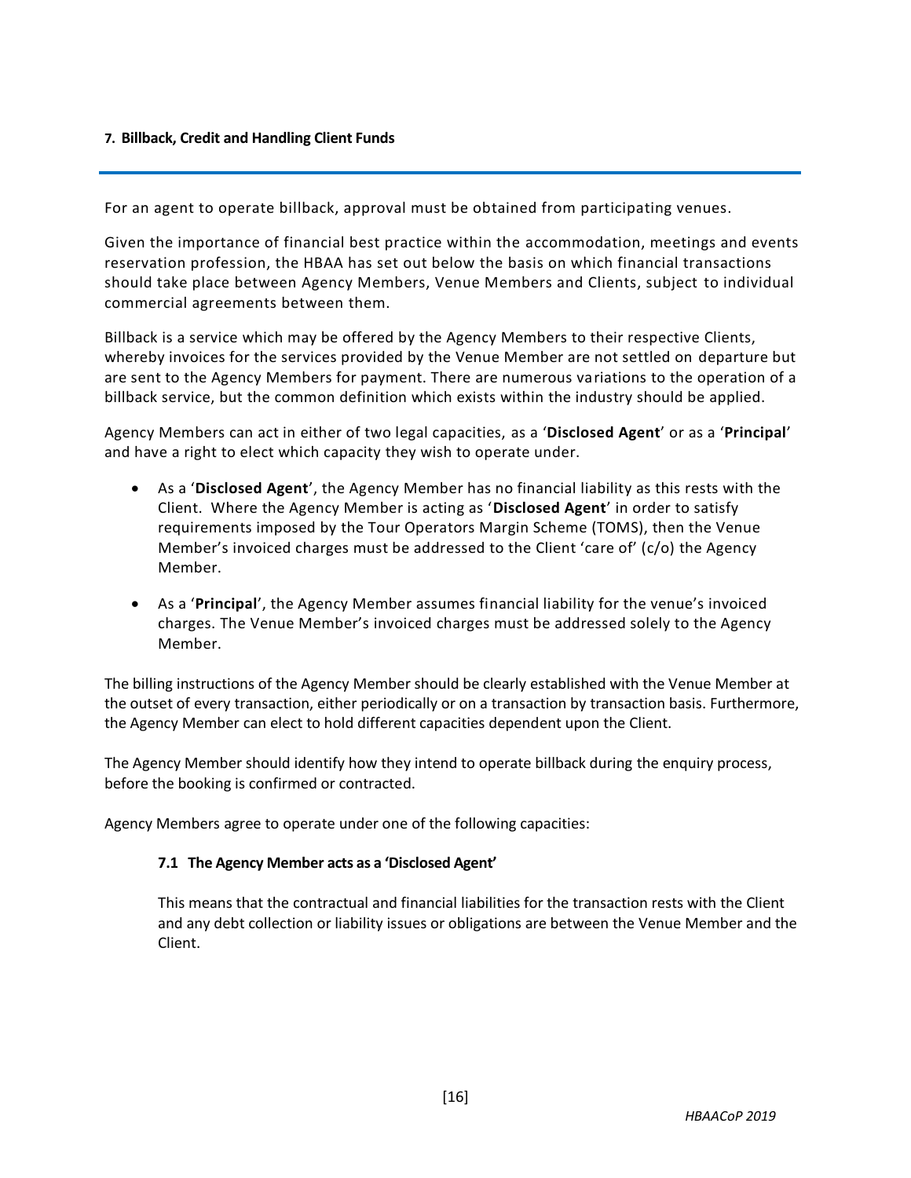## 7. Billback, Credit and Handling Client Funds

For an agent to operate billback, approval must be obtained from participating venues.

Given the importance of financial best practice within the accommodation, meetings and events reservation profession, the HBAA has set out below the basis on which financial transactions should take place between Agency Members, Venue Members and Clients, subject to individual commercial agreements between them.

Billback is a service which may be offered by the Agency Members to their respective Clients, whereby invoices for the services provided by the Venue Member are not settled on departure but are sent to the Agency Members for payment. There are numerous variations to the operation of a billback service, but the common definition which exists within the industry should be applied.

Agency Members can act in either of two legal capacities, as a '**Disclosed Agent**' or as a '**Principal**' and have a right to elect which capacity they wish to operate under.

- As a '**Disclosed Agent**', the Agency Member has no financial liability as this rests with the Client. Where the Agency Member is acting as '**Disclosed Agent**' in order to satisfy requirements imposed by the Tour Operators Margin Scheme (TOMS), then the Venue Member's invoiced charges must be addressed to the Client 'care of' (c/o) the Agency Member.
- As a '**Principal**', the Agency Member assumes financial liability for the venue's invoiced charges. The Venue Member's invoiced charges must be addressed solely to the Agency Member.

The billing instructions of the Agency Member should be clearly established with the Venue Member at the outset of every transaction, either periodically or on a transaction by transaction basis. Furthermore, the Agency Member can elect to hold different capacities dependent upon the Client.

The Agency Member should identify how they intend to operate billback during the enquiry process, before the booking is confirmed or contracted.

Agency Members agree to operate under one of the following capacities:

### 7.1 The Agency Member acts as a 'Disclosed Agent'

This means that the contractual and financial liabilities for the transaction rests with the Client and any debt collection or liability issues or obligations are between the Venue Member and the Client.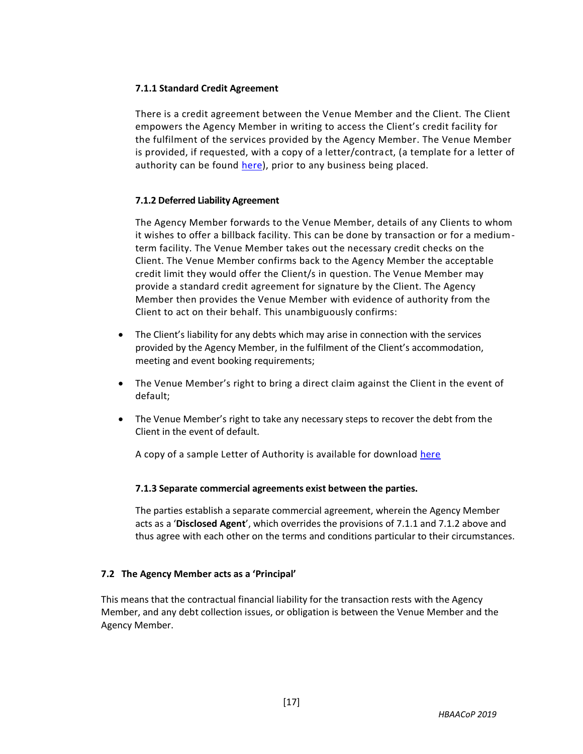#### 7.1.1 Standard Credit Agreement

There is a credit agreement between the Venue Member and the Client. The Client empowers the Agency Member in writing to access the Client's credit facility for the fulfilment of the services provided by the Agency Member. The Venue Member is provided, if requested, with a copy of a letter/contract, (a template for a letter of authority can be found here), prior to any business being placed.

#### 7.1.2 Deferred Liability Agreement

The Agency Member forwards to the Venue Member, details of any Clients to whom it wishes to offer a billback facility. This can be done by transaction or for a medium-term facility. The Venue Member takes out the necessary credit checks on the Client. The Venue Member confirms back to the Agency Member the acceptable credit limit they would offer the Client/s in question. The Venue Member may provide a standard credit agreement for signature by the Client. The Agency Member then provides the Venue Member with evidence of authority from the Client to act on their behalf. This unambiguously confirms:

- The Client's liability for any debts which may arise in connection with the services provided by the Agency Member, in the fulfilment of the Client's accommodation, meeting and event booking requirements;
- The Venue Member's right to bring a direct claim against the Client in the event of default;
- The Venue Member's right to take any necessary steps to recover the debt from the Client in the event of default.

A copy of a sample Letter of Authority is available for download here

#### 7.1.3 Separate commercial agreements exist between the parties.

The parties establish a separate commercial agreement, wherein the Agency Member acts as a '**Disclosed Agent**', which overrides the provisions of 7.1.1 and 7.1.2 above and thus agree with each other on the terms and conditions particular to their circumstances.

### 7.2 The Agency Member acts as a 'Principal'

This means that the contractual financial liability for the transaction rests with the Agency Member, and any debt collection issues, or obligation is between the Venue Member and the Agency Member.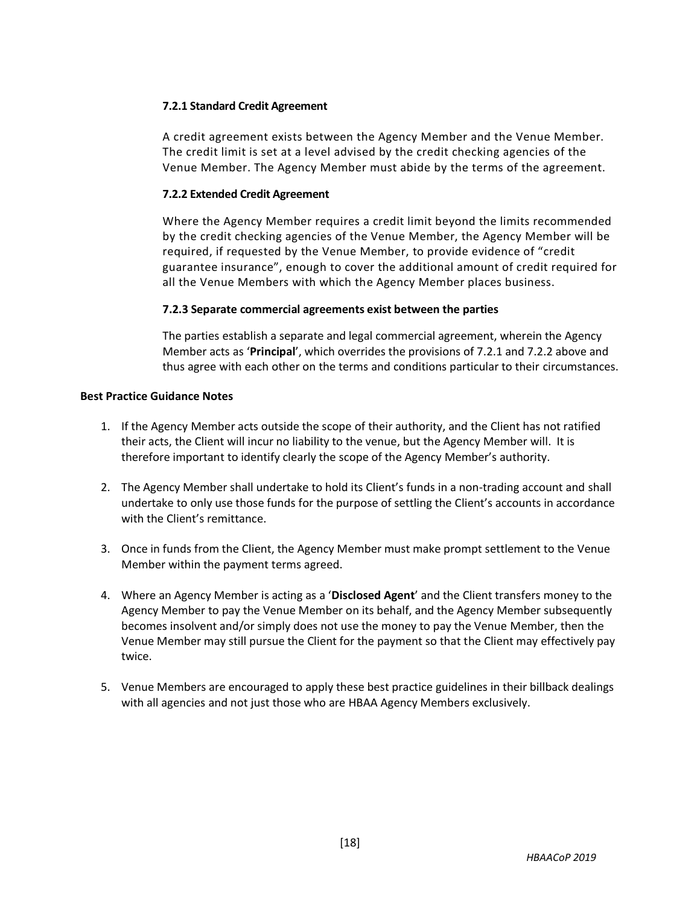#### 7.2.1 Standard Credit Agreement

A credit agreement exists between the Agency Member and the Venue Member. The credit limit is set at a level advised by the credit checking agencies of the Venue Member. The Agency Member must abide by the terms of the agreement.

#### 7.2.2 Extended Credit Agreement

Where the Agency Member requires a credit limit beyond the limits recommended by the credit checking agencies of the Venue Member, the Agency Member will be required, if requested by the Venue Member, to provide evidence of "credit guarantee insurance", enough to cover the additional amount of credit required for all the Venue Members with which the Agency Member places business.

#### 7.2.3 Separate commercial agreements exist between the parties

The parties establish a separate and legal commercial agreement, wherein the Agency Member acts as '**Principal**', which overrides the provisions of 7.2.1 and 7.2.2 above and thus agree with each other on the terms and conditions particular to their circumstances.

**Best Practice Guidance Notes**

1. If the Agency Member acts outside the scope of their authority, and the Client has not ratified their acts, the Client will incur no liability to the venue, but the Agency Member will. It is therefore important to identify clearly the scope of the Agency Member's authority.

2. The Agency Member shall undertake to hold its Client's funds in a non-trading account and shall undertake to only use those funds for the purpose of settling the Client's accounts in accordance with the Client's remittance.

3. Once in funds from the Client, the Agency Member must make prompt settlement to the Venue Member within the payment terms agreed.

4. Where an Agency Member is acting as a '**Disclosed Agent**' and the Client transfers money to the Agency Member to pay the Venue Member on its behalf, and the Agency Member subsequently becomes insolvent and/or simply does not use the money to pay the Venue Member, then the Venue Member may still pursue the Client for the payment so that the Client may effectively pay twice.

5. Venue Members are encouraged to apply these best practice guidelines in their billback dealings with all agencies and not just those who are HBAA Agency Members exclusively.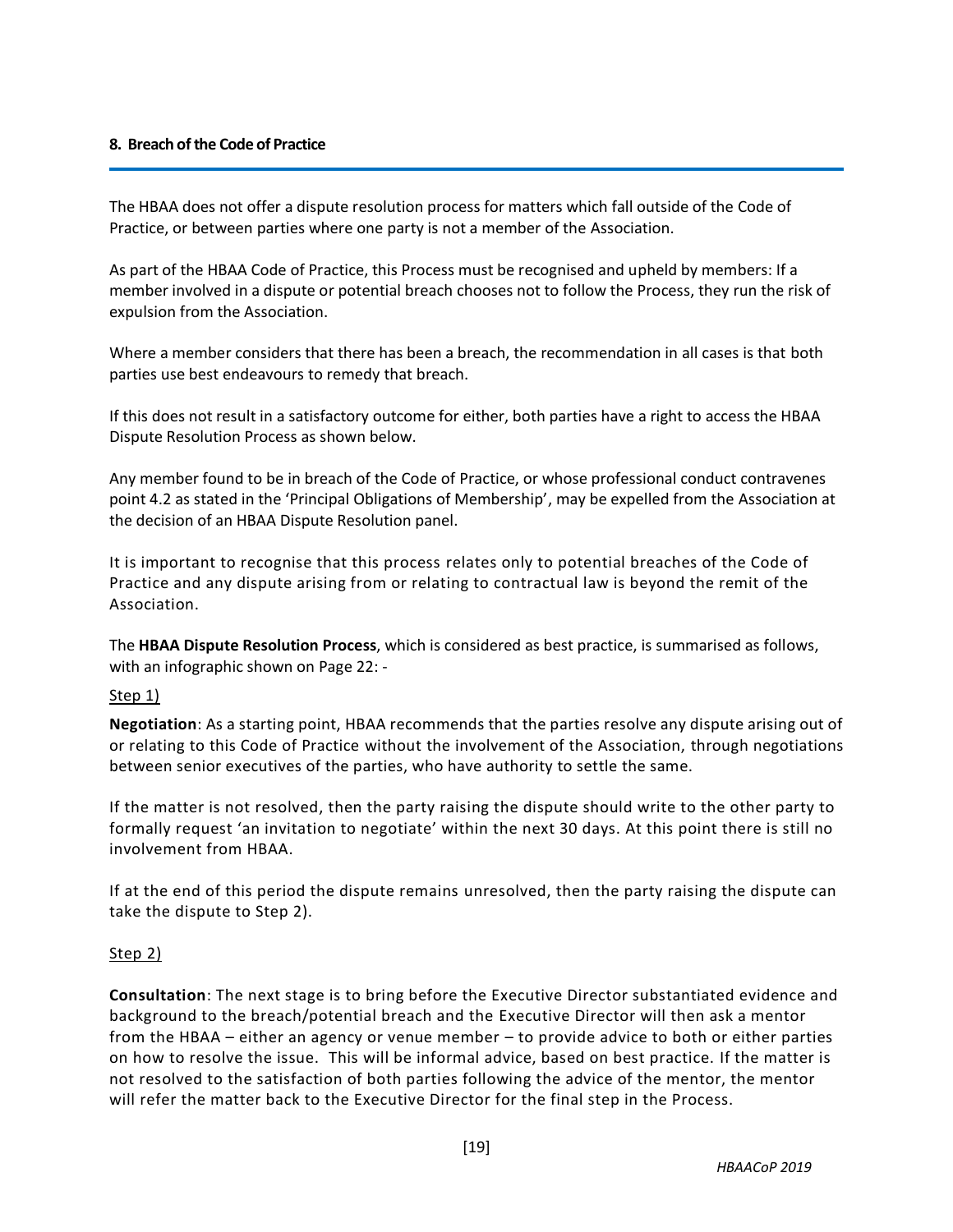## 8. Breach of the Code of Practice

The HBAA does not offer a dispute resolution process for matters which fall outside of the Code of Practice, or between parties where one party is not a member of the Association.

As part of the HBAA Code of Practice, this Process must be recognised and upheld by members: If a member involved in a dispute or potential breach chooses not to follow the Process, they run the risk of expulsion from the Association.

Where a member considers that there has been a breach, the recommendation in all cases is that both parties use best endeavours to remedy that breach.

If this does not result in a satisfactory outcome for either, both parties have a right to access the HBAA Dispute Resolution Process as shown below.

Any member found to be in breach of the Code of Practice, or whose professional conduct contravenes point 4.2 as stated in the 'Principal Obligations of Membership', may be expelled from the Association at the decision of an HBAA Dispute Resolution panel.

It is important to recognise that this process relates only to potential breaches of the Code of Practice and any dispute arising from or relating to contractual law is beyond the remit of the Association.

The **HBAA Dispute Resolution Process**, which is considered as best practice, is summarised as follows, with an infographic shown on Page 22: -

Step 1)

**Negotiation**: As a starting point, HBAA recommends that the parties resolve any dispute arising out of or relating to this Code of Practice without the involvement of the Association, through negotiations between senior executives of the parties, who have authority to settle the same.

If the matter is not resolved, then the party raising the dispute should write to the other party to formally request 'an invitation to negotiate' within the next 30 days. At this point there is still no involvement from HBAA.

If at the end of this period the dispute remains unresolved, then the party raising the dispute can take the dispute to Step 2).

Step 2)

**Consultation**: The next stage is to bring before the Executive Director substantiated evidence and background to the breach/potential breach and the Executive Director will then ask a mentor from the HBAA – either an agency or venue member – to provide advice to both or either parties on how to resolve the issue. This will be informal advice, based on best practice. If the matter is not resolved to the satisfaction of both parties following the advice of the mentor, the mentor will refer the matter back to the Executive Director for the final step in the Process.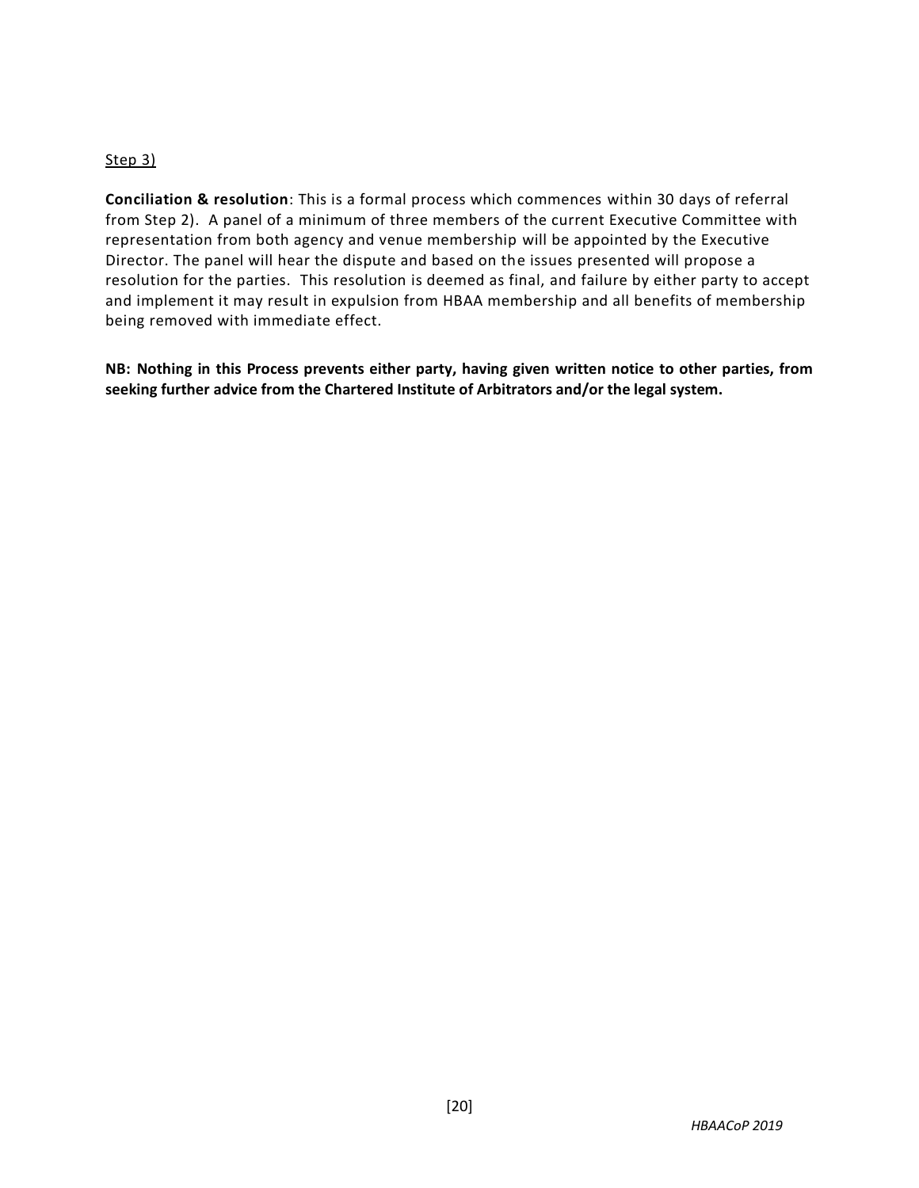Step 3)

**Conciliation & resolution**: This is a formal process which commences within 30 days of referral from Step 2). A panel of a minimum of three members of the current Executive Committee with representation from both agency and venue membership will be appointed by the Executive Director. The panel will hear the dispute and based on the issues presented will propose a resolution for the parties. This resolution is deemed as final, and failure by either party to accept and implement it may result in expulsion from HBAA membership and all benefits of membership being removed with immediate effect.

**NB: Nothing in this Process prevents either party, having given written notice to other parties, from seeking further advice from the Chartered Institute of Arbitrators and/or the legal system.**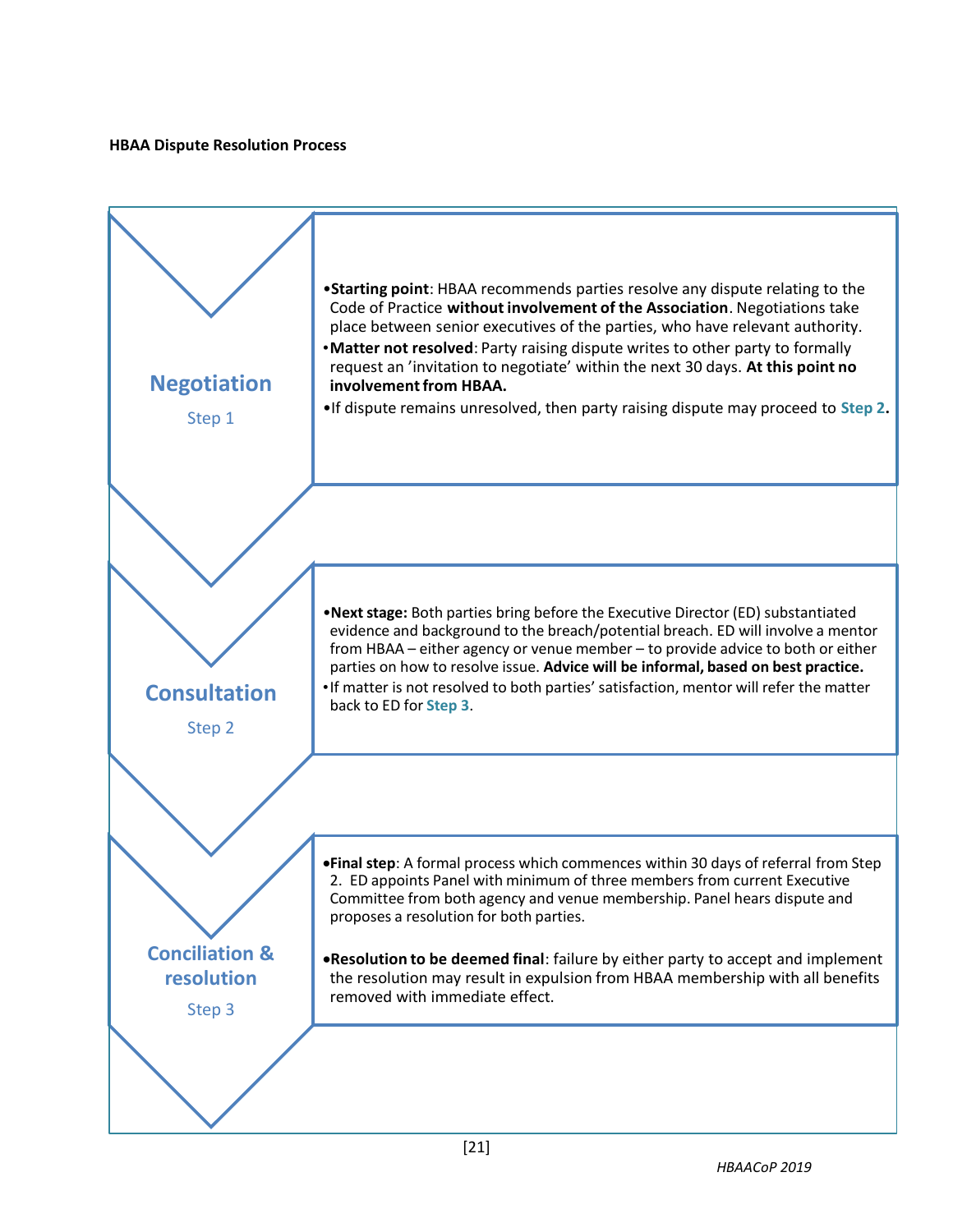**HBAA Dispute Resolution Process**

## Negotiation
Step 1

- **Starting point**: HBAA recommends parties resolve any dispute relating to the Code of Practice **without involvement of the Association**. Negotiations take place between senior executives of the parties, who have relevant authority.
- **Matter not resolved**: Party raising dispute writes to other party to formally request an 'invitation to negotiate' within the next 30 days. **At this point no involvement from HBAA.**
- If dispute remains unresolved, then party raising dispute may proceed to **Step 2**.

## Consultation
Step 2

- **Next stage:** Both parties bring before the Executive Director (ED) substantiated evidence and background to the breach/potential breach. ED will involve a mentor from HBAA – either agency or venue member – to provide advice to both or either parties on how to resolve issue. **Advice will be informal, based on best practice.**
- If matter is not resolved to both parties' satisfaction, mentor will refer the matter back to ED for **Step 3**.

## Conciliation & resolution
Step 3

- **Final step**: A formal process which commences within 30 days of referral from Step 2. ED appoints Panel with minimum of three members from current Executive Committee from both agency and venue membership. Panel hears dispute and proposes a resolution for both parties.
- **Resolution to be deemed final**: failure by either party to accept and implement the resolution may result in expulsion from HBAA membership with all benefits removed with immediate effect.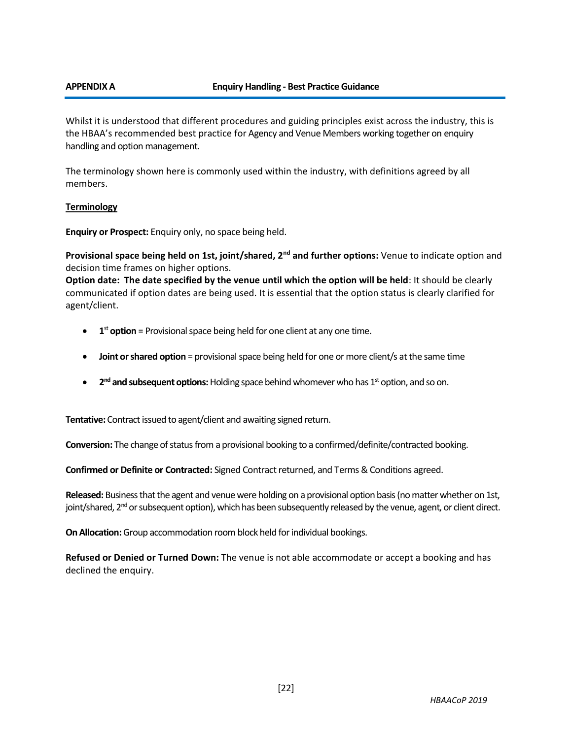**APPENDIX A** **Enquiry Handling - Best Practice Guidance**

Whilst it is understood that different procedures and guiding principles exist across the industry, this is the HBAA's recommended best practice for Agency and Venue Members working together on enquiry handling and option management.

The terminology shown here is commonly used within the industry, with definitions agreed by all members.

**Terminology**

**Enquiry or Prospect:** Enquiry only, no space being held.

**Provisional space being held on 1st, joint/shared, 2nd and further options:** Venue to indicate option and decision time frames on higher options.
**Option date: The date specified by the venue until which the option will be held**: It should be clearly communicated if option dates are being used. It is essential that the option status is clearly clarified for agent/client.

- **1st option** = Provisional space being held for one client at any one time.
- **Joint or shared option** = provisional space being held for one or more client/s at the same time
- **2nd and subsequent options:** Holding space behind whomever who has 1st option, and so on.

**Tentative:** Contract issued to agent/client and awaiting signed return.

**Conversion:** The change of status from a provisional booking to a confirmed/definite/contracted booking.

**Confirmed or Definite or Contracted:** Signed Contract returned, and Terms & Conditions agreed.

**Released:** Business that the agent and venue were holding on a provisional option basis (no matter whether on 1st, joint/shared, 2nd or subsequent option), which has been subsequently released by the venue, agent, or client direct.

**On Allocation:** Group accommodation room block held for individual bookings.

**Refused or Denied or Turned Down:** The venue is not able accommodate or accept a booking and has declined the enquiry.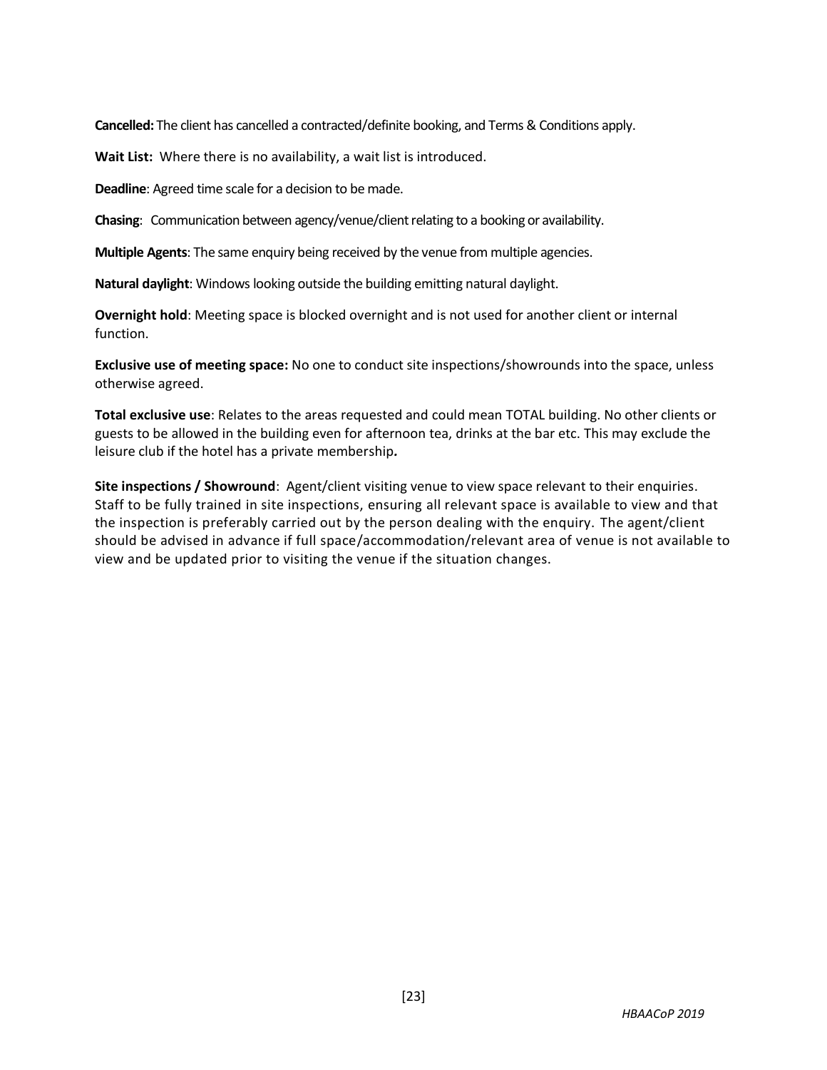**Cancelled:** The client has cancelled a contracted/definite booking, and Terms & Conditions apply.

**Wait List:** Where there is no availability, a wait list is introduced.

**Deadline**: Agreed time scale for a decision to be made.

**Chasing**: Communication between agency/venue/client relating to a booking or availability.

**Multiple Agents**: The same enquiry being received by the venue from multiple agencies.

**Natural daylight**: Windows looking outside the building emitting natural daylight.

**Overnight hold**: Meeting space is blocked overnight and is not used for another client or internal function.

**Exclusive use of meeting space:** No one to conduct site inspections/showrounds into the space, unless otherwise agreed.

**Total exclusive use**: Relates to the areas requested and could mean TOTAL building. No other clients or guests to be allowed in the building even for afternoon tea, drinks at the bar etc. This may exclude the leisure club if the hotel has a private membership***.***

**Site inspections / Showround**: Agent/client visiting venue to view space relevant to their enquiries. Staff to be fully trained in site inspections, ensuring all relevant space is available to view and that the inspection is preferably carried out by the person dealing with the enquiry. The agent/client should be advised in advance if full space/accommodation/relevant area of venue is not available to view and be updated prior to visiting the venue if the situation changes.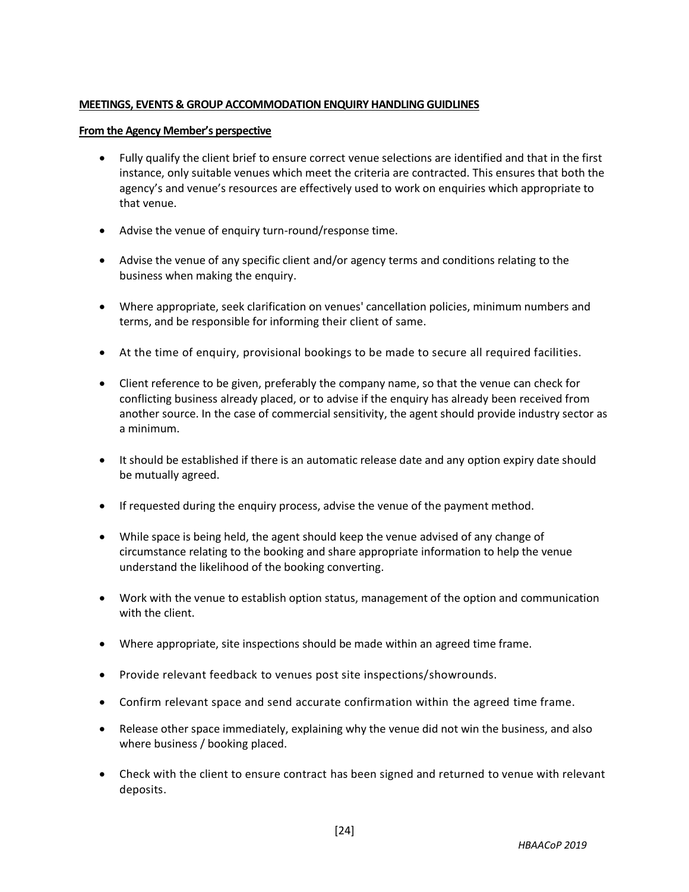**MEETINGS, EVENTS & GROUP ACCOMMODATION ENQUIRY HANDLING GUIDLINES**

**From the Agency Member's perspective**

- Fully qualify the client brief to ensure correct venue selections are identified and that in the first instance, only suitable venues which meet the criteria are contracted. This ensures that both the agency's and venue's resources are effectively used to work on enquiries which appropriate to that venue.
- Advise the venue of enquiry turn-round/response time.
- Advise the venue of any specific client and/or agency terms and conditions relating to the business when making the enquiry.
- Where appropriate, seek clarification on venues' cancellation policies, minimum numbers and terms, and be responsible for informing their client of same.
- At the time of enquiry, provisional bookings to be made to secure all required facilities.
- Client reference to be given, preferably the company name, so that the venue can check for conflicting business already placed, or to advise if the enquiry has already been received from another source. In the case of commercial sensitivity, the agent should provide industry sector as a minimum.
- It should be established if there is an automatic release date and any option expiry date should be mutually agreed.
- If requested during the enquiry process, advise the venue of the payment method.
- While space is being held, the agent should keep the venue advised of any change of circumstance relating to the booking and share appropriate information to help the venue understand the likelihood of the booking converting.
- Work with the venue to establish option status, management of the option and communication with the client.
- Where appropriate, site inspections should be made within an agreed time frame.
- Provide relevant feedback to venues post site inspections/showrounds.
- Confirm relevant space and send accurate confirmation within the agreed time frame.
- Release other space immediately, explaining why the venue did not win the business, and also where business / booking placed.
- Check with the client to ensure contract has been signed and returned to venue with relevant deposits.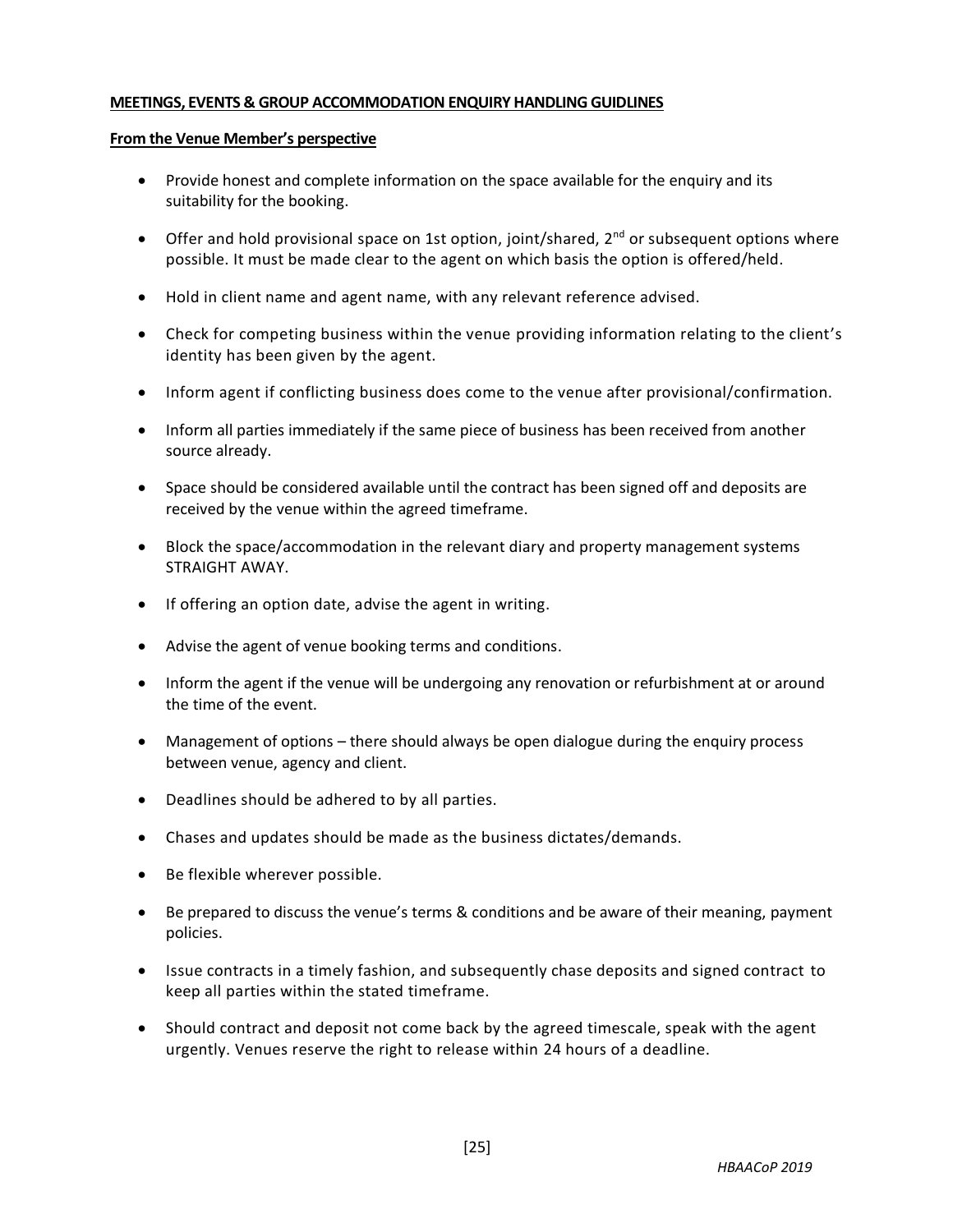**MEETINGS, EVENTS & GROUP ACCOMMODATION ENQUIRY HANDLING GUIDLINES**

**From the Venue Member's perspective**

- Provide honest and complete information on the space available for the enquiry and its suitability for the booking.
- Offer and hold provisional space on 1st option, joint/shared, 2nd or subsequent options where possible. It must be made clear to the agent on which basis the option is offered/held.
- Hold in client name and agent name, with any relevant reference advised.
- Check for competing business within the venue providing information relating to the client's identity has been given by the agent.
- Inform agent if conflicting business does come to the venue after provisional/confirmation.
- Inform all parties immediately if the same piece of business has been received from another source already.
- Space should be considered available until the contract has been signed off and deposits are received by the venue within the agreed timeframe.
- Block the space/accommodation in the relevant diary and property management systems STRAIGHT AWAY.
- If offering an option date, advise the agent in writing.
- Advise the agent of venue booking terms and conditions.
- Inform the agent if the venue will be undergoing any renovation or refurbishment at or around the time of the event.
- Management of options – there should always be open dialogue during the enquiry process between venue, agency and client.
- Deadlines should be adhered to by all parties.
- Chases and updates should be made as the business dictates/demands.
- Be flexible wherever possible.
- Be prepared to discuss the venue's terms & conditions and be aware of their meaning, payment policies.
- Issue contracts in a timely fashion, and subsequently chase deposits and signed contract to keep all parties within the stated timeframe.
- Should contract and deposit not come back by the agreed timescale, speak with the agent urgently. Venues reserve the right to release within 24 hours of a deadline.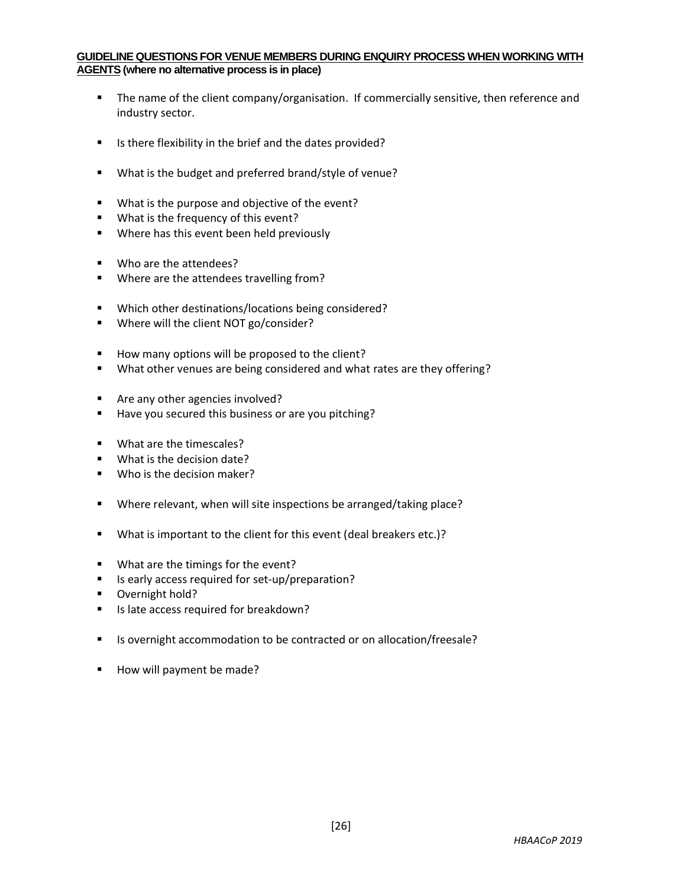**GUIDELINE QUESTIONS FOR VENUE MEMBERS DURING ENQUIRY PROCESS WHEN WORKING WITH AGENTS (where no alternative process is in place)**

- The name of the client company/organisation. If commercially sensitive, then reference and industry sector.

- Is there flexibility in the brief and the dates provided?

- What is the budget and preferred brand/style of venue?

- What is the purpose and objective of the event?
- What is the frequency of this event?
- Where has this event been held previously

- Who are the attendees?
- Where are the attendees travelling from?

- Which other destinations/locations being considered?
- Where will the client NOT go/consider?

- How many options will be proposed to the client?
- What other venues are being considered and what rates are they offering?

- Are any other agencies involved?
- Have you secured this business or are you pitching?

- What are the timescales?
- What is the decision date?
- Who is the decision maker?

- Where relevant, when will site inspections be arranged/taking place?

- What is important to the client for this event (deal breakers etc.)?

- What are the timings for the event?
- Is early access required for set-up/preparation?
- Overnight hold?
- Is late access required for breakdown?

- Is overnight accommodation to be contracted or on allocation/freesale?

- How will payment be made?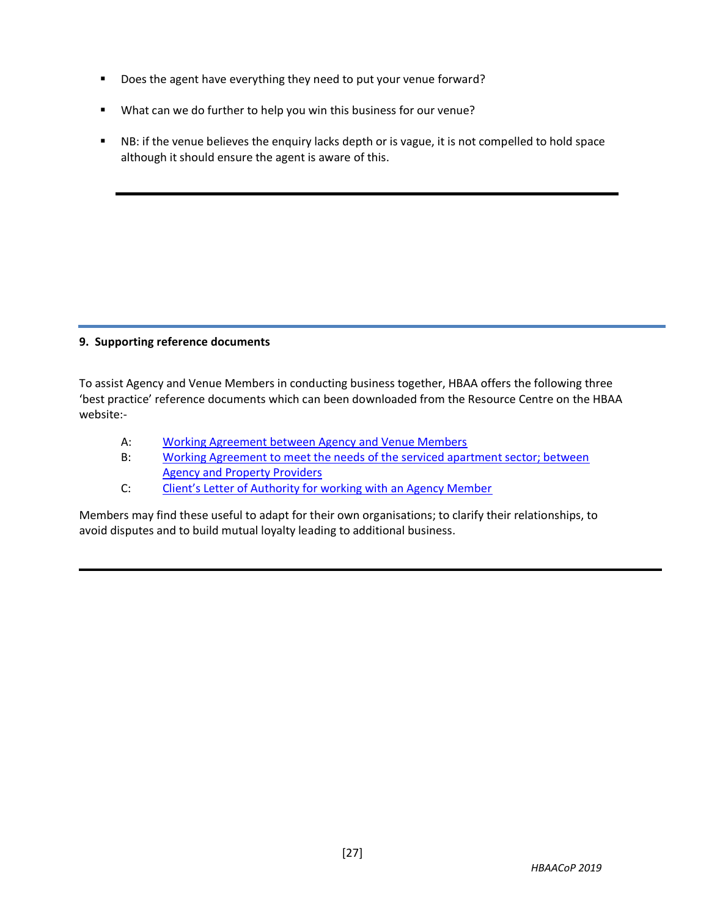- Does the agent have everything they need to put your venue forward?
- What can we do further to help you win this business for our venue?
- NB: if the venue believes the enquiry lacks depth or is vague, it is not compelled to hold space although it should ensure the agent is aware of this.

---

## 9. Supporting reference documents

To assist Agency and Venue Members in conducting business together, HBAA offers the following three 'best practice' reference documents which can been downloaded from the Resource Centre on the HBAA website:-

A: Working Agreement between Agency and Venue Members

B: Working Agreement to meet the needs of the serviced apartment sector; between Agency and Property Providers

C: Client's Letter of Authority for working with an Agency Member

Members may find these useful to adapt for their own organisations; to clarify their relationships, to avoid disputes and to build mutual loyalty leading to additional business.

---